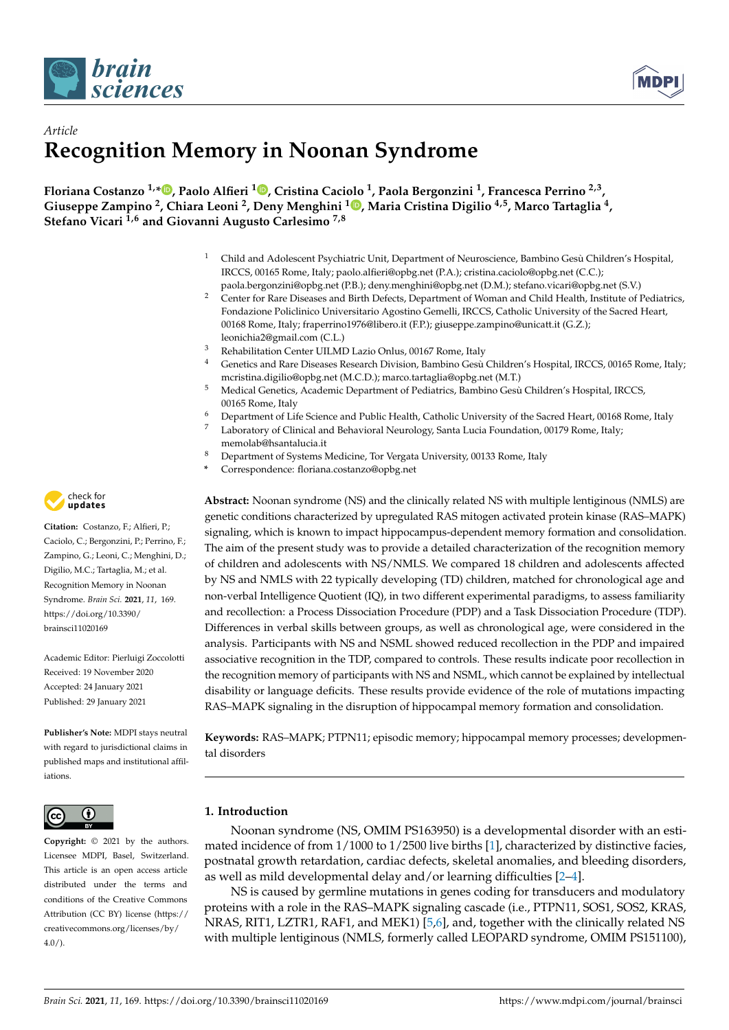*Article*

# Recognition Memory in Noonan Syndrome

**Floriana Costanzo [1,*], Paolo Alfieri [1], Cristina Caciolo [1], Paola Bergonzini [1], Francesca Perrino [2,3], Giuseppe Zampino [2], Chiara Leoni [2], Deny Menghini [1], Maria Cristina Digilio [4,5], Marco Tartaglia [4], Stefano Vicari [1,6] and Giovanni Augusto Carlesimo [7,8]**

1. Child and Adolescent Psychiatric Unit, Department of Neuroscience, Bambino Gesù Children's Hospital, IRCCS, 00165 Rome, Italy; paolo.alfieri@opbg.net (P.A.); cristina.caciolo@opbg.net (C.C.); paola.bergonzini@opbg.net (P.B.); deny.menghini@opbg.net (D.M.); stefano.vicari@opbg.net (S.V.)
2. Center for Rare Diseases and Birth Defects, Department of Woman and Child Health, Institute of Pediatrics, Fondazione Policlinico Universitario Agostino Gemelli, IRCCS, Catholic University of the Sacred Heart, 00168 Rome, Italy; fraperrino1976@libero.it (F.P.); giuseppe.zampino@unicatt.it (G.Z.); leonichia2@gmail.com (C.L.)
3. Rehabilitation Center UILMD Lazio Onlus, 00167 Rome, Italy
4. Genetics and Rare Diseases Research Division, Bambino Gesù Children's Hospital, IRCCS, 00165 Rome, Italy; mcristina.digilio@opbg.net (M.C.D.); marco.tartaglia@opbg.net (M.T.)
5. Medical Genetics, Academic Department of Pediatrics, Bambino Gesù Children's Hospital, IRCCS, 00165 Rome, Italy
6. Department of Life Science and Public Health, Catholic University of the Sacred Heart, 00168 Rome, Italy
7. Laboratory of Clinical and Behavioral Neurology, Santa Lucia Foundation, 00179 Rome, Italy; memolab@hsantalucia.it
8. Department of Systems Medicine, Tor Vergata University, 00133 Rome, Italy

\* Correspondence: floriana.costanzo@opbg.net

**Citation:** Costanzo, F.; Alfieri, P.; Caciolo, C.; Bergonzini, P.; Perrino, F.; Zampino, G.; Leoni, C.; Menghini, D.; Digilio, M.C.; Tartaglia, M.; et al. Recognition Memory in Noonan Syndrome. *Brain Sci.* **2021**, *11*, 169. https://doi.org/10.3390/brainsci11020169

Academic Editor: Pierluigi Zoccolotti

Received: 19 November 2020
Accepted: 24 January 2021
Published: 29 January 2021

**Publisher's Note:** MDPI stays neutral with regard to jurisdictional claims in published maps and institutional affiliations.

**Copyright:** © 2021 by the authors. Licensee MDPI, Basel, Switzerland. This article is an open access article distributed under the terms and conditions of the Creative Commons Attribution (CC BY) license (https://creativecommons.org/licenses/by/4.0/).

**Abstract:** Noonan syndrome (NS) and the clinically related NS with multiple lentiginous (NMLS) are genetic conditions characterized by upregulated RAS mitogen activated protein kinase (RAS–MAPK) signaling, which is known to impact hippocampus-dependent memory formation and consolidation. The aim of the present study was to provide a detailed characterization of the recognition memory of children and adolescents with NS/NMLS. We compared 18 children and adolescents affected by NS and NMLS with 22 typically developing (TD) children, matched for chronological age and non-verbal Intelligence Quotient (IQ), in two different experimental paradigms, to assess familiarity and recollection: a Process Dissociation Procedure (PDP) and a Task Dissociation Procedure (TDP). Differences in verbal skills between groups, as well as chronological age, were considered in the analysis. Participants with NS and NSML showed reduced recollection in the PDP and impaired associative recognition in the TDP, compared to controls. These results indicate poor recollection in the recognition memory of participants with NS and NSML, which cannot be explained by intellectual disability or language deficits. These results provide evidence of the role of mutations impacting RAS–MAPK signaling in the disruption of hippocampal memory formation and consolidation.

**Keywords:** RAS–MAPK; PTPN11; episodic memory; hippocampal memory processes; developmental disorders

## 1. Introduction

Noonan syndrome (NS, OMIM PS163950) is a developmental disorder with an estimated incidence of from 1/1000 to 1/2500 live births [1], characterized by distinctive facies, postnatal growth retardation, cardiac defects, skeletal anomalies, and bleeding disorders, as well as mild developmental delay and/or learning difficulties [2–4].

NS is caused by germline mutations in genes coding for transducers and modulatory proteins with a role in the RAS–MAPK signaling cascade (i.e., PTPN11, SOS1, SOS2, KRAS, NRAS, RIT1, LZTR1, RAF1, and MEK1) [5,6], and, together with the clinically related NS with multiple lentiginous (NMLS, formerly called LEOPARD syndrome, OMIM PS151100),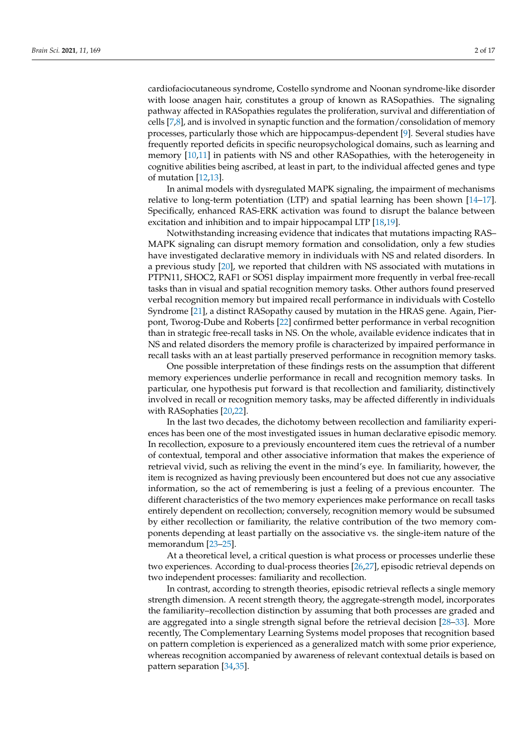cardiofaciocutaneous syndrome, Costello syndrome and Noonan syndrome-like disorder with loose anagen hair, constitutes a group of known as RASopathies. The signaling pathway affected in RASopathies regulates the proliferation, survival and differentiation of cells [7,8], and is involved in synaptic function and the formation/consolidation of memory processes, particularly those which are hippocampus-dependent [9]. Several studies have frequently reported deficits in specific neuropsychological domains, such as learning and memory [10,11] in patients with NS and other RASopathies, with the heterogeneity in cognitive abilities being ascribed, at least in part, to the individual affected genes and type of mutation [12,13].

In animal models with dysregulated MAPK signaling, the impairment of mechanisms relative to long-term potentiation (LTP) and spatial learning has been shown [14–17]. Specifically, enhanced RAS-ERK activation was found to disrupt the balance between excitation and inhibition and to impair hippocampal LTP [18,19].

Notwithstanding increasing evidence that indicates that mutations impacting RAS–MAPK signaling can disrupt memory formation and consolidation, only a few studies have investigated declarative memory in individuals with NS and related disorders. In a previous study [20], we reported that children with NS associated with mutations in PTPN11, SHOC2, RAF1 or SOS1 display impairment more frequently in verbal free-recall tasks than in visual and spatial recognition memory tasks. Other authors found preserved verbal recognition memory but impaired recall performance in individuals with Costello Syndrome [21], a distinct RASopathy caused by mutation in the HRAS gene. Again, Pierpont, Tworog-Dube and Roberts [22] confirmed better performance in verbal recognition than in strategic free-recall tasks in NS. On the whole, available evidence indicates that in NS and related disorders the memory profile is characterized by impaired performance in recall tasks with an at least partially preserved performance in recognition memory tasks.

One possible interpretation of these findings rests on the assumption that different memory experiences underlie performance in recall and recognition memory tasks. In particular, one hypothesis put forward is that recollection and familiarity, distinctively involved in recall or recognition memory tasks, may be affected differently in individuals with RASopathies [20,22].

In the last two decades, the dichotomy between recollection and familiarity experiences has been one of the most investigated issues in human declarative episodic memory. In recollection, exposure to a previously encountered item cues the retrieval of a number of contextual, temporal and other associative information that makes the experience of retrieval vivid, such as reliving the event in the mind's eye. In familiarity, however, the item is recognized as having previously been encountered but does not cue any associative information, so the act of remembering is just a feeling of a previous encounter. The different characteristics of the two memory experiences make performance on recall tasks entirely dependent on recollection; conversely, recognition memory would be subsumed by either recollection or familiarity, the relative contribution of the two memory components depending at least partially on the associative vs. the single-item nature of the memorandum [23–25].

At a theoretical level, a critical question is what process or processes underlie these two experiences. According to dual-process theories [26,27], episodic retrieval depends on two independent processes: familiarity and recollection.

In contrast, according to strength theories, episodic retrieval reflects a single memory strength dimension. A recent strength theory, the aggregate-strength model, incorporates the familiarity–recollection distinction by assuming that both processes are graded and are aggregated into a single strength signal before the retrieval decision [28–33]. More recently, The Complementary Learning Systems model proposes that recognition based on pattern completion is experienced as a generalized match with some prior experience, whereas recognition accompanied by awareness of relevant contextual details is based on pattern separation [34,35].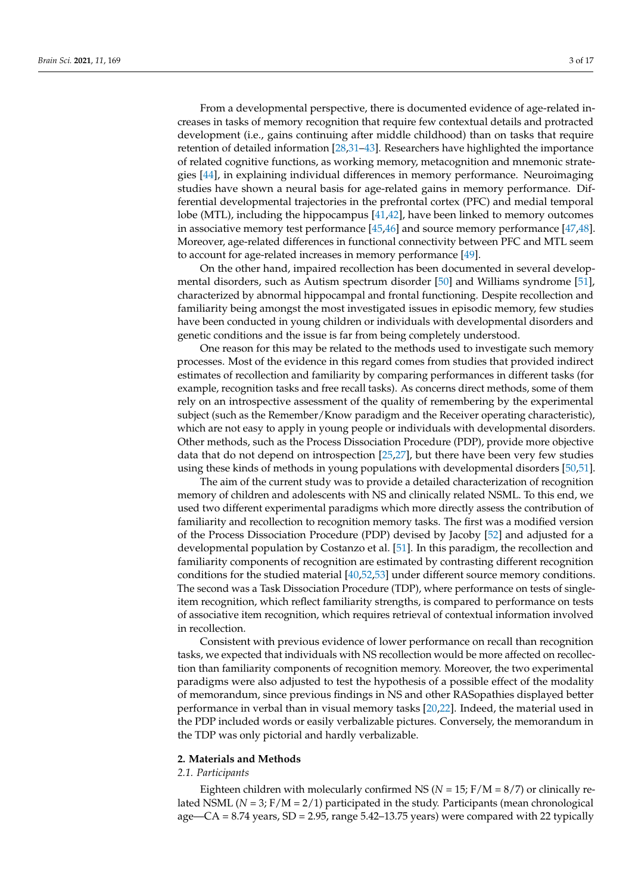From a developmental perspective, there is documented evidence of age-related increases in tasks of memory recognition that require few contextual details and protracted development (i.e., gains continuing after middle childhood) than on tasks that require retention of detailed information [28,31–43]. Researchers have highlighted the importance of related cognitive functions, as working memory, metacognition and mnemonic strategies [44], in explaining individual differences in memory performance. Neuroimaging studies have shown a neural basis for age-related gains in memory performance. Differential developmental trajectories in the prefrontal cortex (PFC) and medial temporal lobe (MTL), including the hippocampus [41,42], have been linked to memory outcomes in associative memory test performance [45,46] and source memory performance [47,48]. Moreover, age-related differences in functional connectivity between PFC and MTL seem to account for age-related increases in memory performance [49].

On the other hand, impaired recollection has been documented in several developmental disorders, such as Autism spectrum disorder [50] and Williams syndrome [51], characterized by abnormal hippocampal and frontal functioning. Despite recollection and familiarity being amongst the most investigated issues in episodic memory, few studies have been conducted in young children or individuals with developmental disorders and genetic conditions and the issue is far from being completely understood.

One reason for this may be related to the methods used to investigate such memory processes. Most of the evidence in this regard comes from studies that provided indirect estimates of recollection and familiarity by comparing performances in different tasks (for example, recognition tasks and free recall tasks). As concerns direct methods, some of them rely on an introspective assessment of the quality of remembering by the experimental subject (such as the Remember/Know paradigm and the Receiver operating characteristic), which are not easy to apply in young people or individuals with developmental disorders. Other methods, such as the Process Dissociation Procedure (PDP), provide more objective data that do not depend on introspection [25,27], but there have been very few studies using these kinds of methods in young populations with developmental disorders [50,51].

The aim of the current study was to provide a detailed characterization of recognition memory of children and adolescents with NS and clinically related NSML. To this end, we used two different experimental paradigms which more directly assess the contribution of familiarity and recollection to recognition memory tasks. The first was a modified version of the Process Dissociation Procedure (PDP) devised by Jacoby [52] and adjusted for a developmental population by Costanzo et al. [51]. In this paradigm, the recollection and familiarity components of recognition are estimated by contrasting different recognition conditions for the studied material [40,52,53] under different source memory conditions. The second was a Task Dissociation Procedure (TDP), where performance on tests of single-item recognition, which reflect familiarity strengths, is compared to performance on tests of associative item recognition, which requires retrieval of contextual information involved in recollection.

Consistent with previous evidence of lower performance on recall than recognition tasks, we expected that individuals with NS recollection would be more affected on recollection than familiarity components of recognition memory. Moreover, the two experimental paradigms were also adjusted to test the hypothesis of a possible effect of the modality of memorandum, since previous findings in NS and other RASopathies displayed better performance in verbal than in visual memory tasks [20,22]. Indeed, the material used in the PDP included words or easily verbalizable pictures. Conversely, the memorandum in the TDP was only pictorial and hardly verbalizable.

## 2. Materials and Methods

### 2.1. Participants

Eighteen children with molecularly confirmed NS ($N = 15$; F/M = 8/7) or clinically related NSML ($N = 3$; F/M = 2/1) participated in the study. Participants (mean chronological age—CA = 8.74 years, SD = 2.95, range 5.42–13.75 years) were compared with 22 typically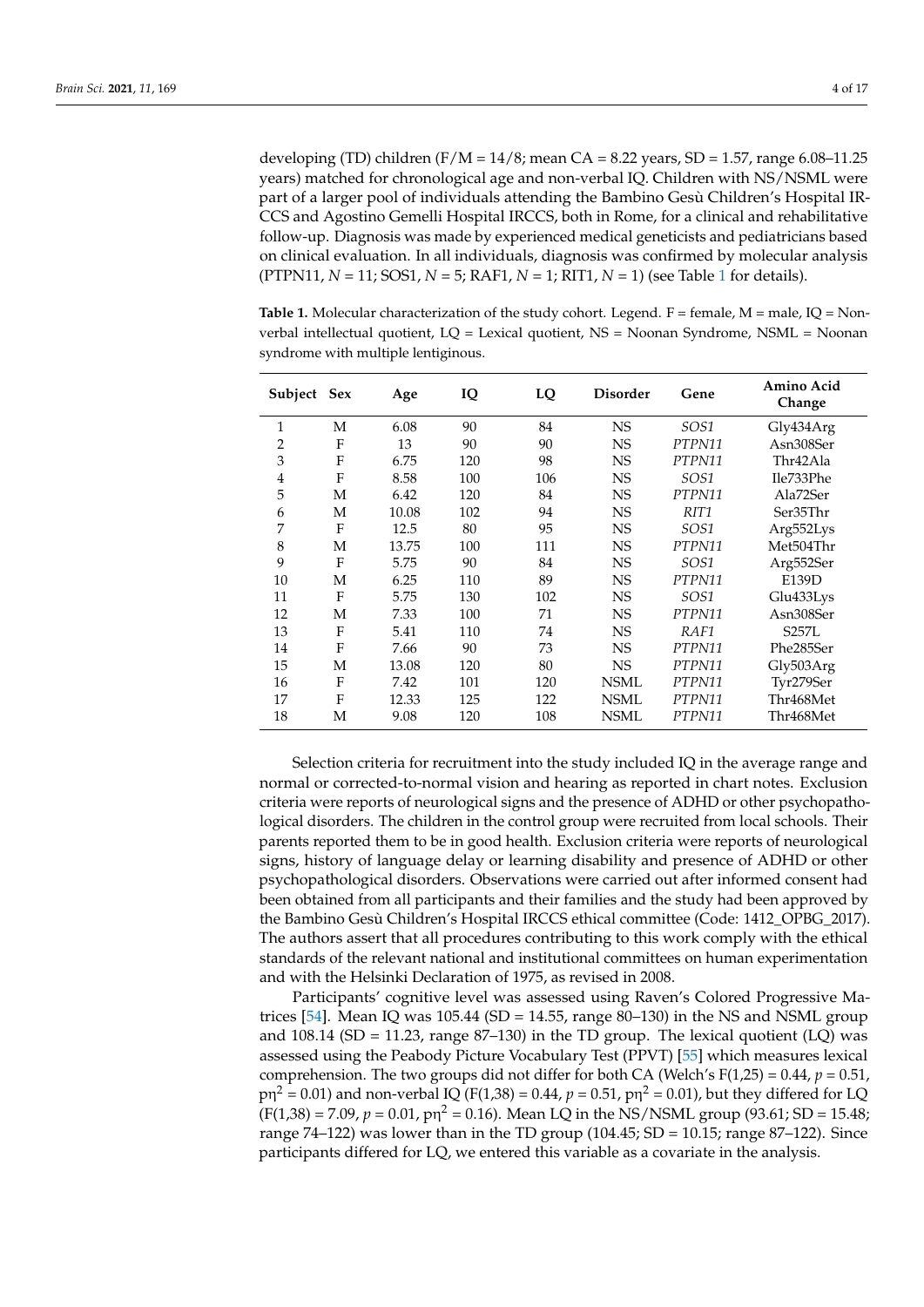developing (TD) children (F/M = 14/8; mean CA = 8.22 years, SD = 1.57, range 6.08–11.25 years) matched for chronological age and non-verbal IQ. Children with NS/NSML were part of a larger pool of individuals attending the Bambino Gesù Children's Hospital IRCCS and Agostino Gemelli Hospital IRCCS, both in Rome, for a clinical and rehabilitative follow-up. Diagnosis was made by experienced medical geneticists and pediatricians based on clinical evaluation. In all individuals, diagnosis was confirmed by molecular analysis (PTPN11, *N* = 11; SOS1, *N* = 5; RAF1, *N* = 1; RIT1, *N* = 1) (see Table 1 for details).

**Table 1.** Molecular characterization of the study cohort. Legend. F = female, M = male, IQ = Non-verbal intellectual quotient, LQ = Lexical quotient, NS = Noonan Syndrome, NSML = Noonan syndrome with multiple lentiginous.

| Subject | Sex | Age | IQ | LQ | Disorder | Gene | Amino Acid Change |
|---|---|---|---|---|---|---|---|
| 1 | M | 6.08 | 90 | 84 | NS | *SOS1* | Gly434Arg |
| 2 | F | 13 | 90 | 90 | NS | *PTPN11* | Asn308Ser |
| 3 | F | 6.75 | 120 | 98 | NS | *PTPN11* | Thr42Ala |
| 4 | F | 8.58 | 100 | 106 | NS | *SOS1* | Ile733Phe |
| 5 | M | 6.42 | 120 | 84 | NS | *PTPN11* | Ala72Ser |
| 6 | M | 10.08 | 102 | 94 | NS | *RIT1* | Ser35Thr |
| 7 | F | 12.5 | 80 | 95 | NS | *SOS1* | Arg552Lys |
| 8 | M | 13.75 | 100 | 111 | NS | *PTPN11* | Met504Thr |
| 9 | F | 5.75 | 90 | 84 | NS | *SOS1* | Arg552Ser |
| 10 | M | 6.25 | 110 | 89 | NS | *PTPN11* | E139D |
| 11 | F | 5.75 | 130 | 102 | NS | *SOS1* | Glu433Lys |
| 12 | M | 7.33 | 100 | 71 | NS | *PTPN11* | Asn308Ser |
| 13 | F | 5.41 | 110 | 74 | NS | *RAF1* | S257L |
| 14 | F | 7.66 | 90 | 73 | NS | *PTPN11* | Phe285Ser |
| 15 | M | 13.08 | 120 | 80 | NS | *PTPN11* | Gly503Arg |
| 16 | F | 7.42 | 101 | 120 | NSML | *PTPN11* | Tyr279Ser |
| 17 | F | 12.33 | 125 | 122 | NSML | *PTPN11* | Thr468Met |
| 18 | M | 9.08 | 120 | 108 | NSML | *PTPN11* | Thr468Met |

Selection criteria for recruitment into the study included IQ in the average range and normal or corrected-to-normal vision and hearing as reported in chart notes. Exclusion criteria were reports of neurological signs and the presence of ADHD or other psychopathological disorders. The children in the control group were recruited from local schools. Their parents reported them to be in good health. Exclusion criteria were reports of neurological signs, history of language delay or learning disability and presence of ADHD or other psychopathological disorders. Observations were carried out after informed consent had been obtained from all participants and their families and the study had been approved by the Bambino Gesù Children's Hospital IRCCS ethical committee (Code: 1412_OPBG_2017). The authors assert that all procedures contributing to this work comply with the ethical standards of the relevant national and institutional committees on human experimentation and with the Helsinki Declaration of 1975, as revised in 2008.

Participants' cognitive level was assessed using Raven's Colored Progressive Matrices [54]. Mean IQ was 105.44 (SD = 14.55, range 80–130) in the NS and NSML group and 108.14 (SD = 11.23, range 87–130) in the TD group. The lexical quotient (LQ) was assessed using the Peabody Picture Vocabulary Test (PPVT) [55] which measures lexical comprehension. The two groups did not differ for both CA (Welch's $F(1,25) = 0.44$, $p = 0.51$, $p\eta^2 = 0.01$) and non-verbal IQ ($F(1,38) = 0.44$, $p = 0.51$, $p\eta^2 = 0.01$), but they differed for LQ ($F(1,38) = 7.09$, $p = 0.01$, $p\eta^2 = 0.16$). Mean LQ in the NS/NSML group (93.61; SD = 15.48; range 74–122) was lower than in the TD group (104.45; SD = 10.15; range 87–122). Since participants differed for LQ, we entered this variable as a covariate in the analysis.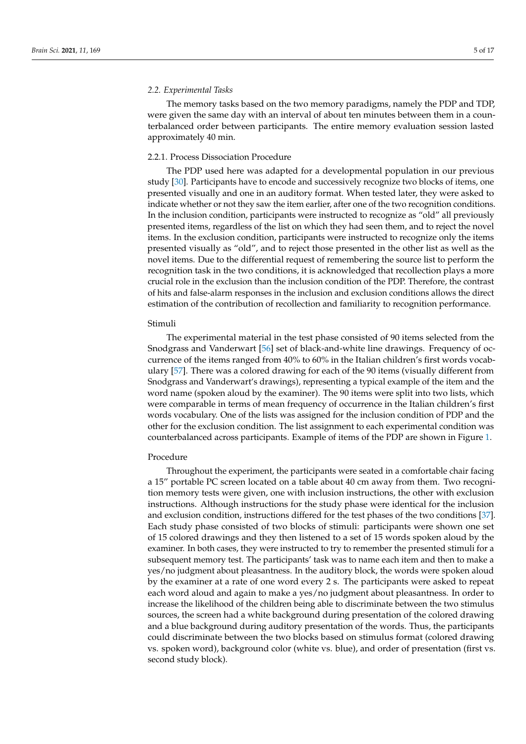### *2.2. Experimental Tasks*

The memory tasks based on the two memory paradigms, namely the PDP and TDP, were given the same day with an interval of about ten minutes between them in a counterbalanced order between participants. The entire memory evaluation session lasted approximately 40 min.

#### 2.2.1. Process Dissociation Procedure

The PDP used here was adapted for a developmental population in our previous study [30]. Participants have to encode and successively recognize two blocks of items, one presented visually and one in an auditory format. When tested later, they were asked to indicate whether or not they saw the item earlier, after one of the two recognition conditions. In the inclusion condition, participants were instructed to recognize as "old" all previously presented items, regardless of the list on which they had seen them, and to reject the novel items. In the exclusion condition, participants were instructed to recognize only the items presented visually as "old", and to reject those presented in the other list as well as the novel items. Due to the differential request of remembering the source list to perform the recognition task in the two conditions, it is acknowledged that recollection plays a more crucial role in the exclusion than the inclusion condition of the PDP. Therefore, the contrast of hits and false-alarm responses in the inclusion and exclusion conditions allows the direct estimation of the contribution of recollection and familiarity to recognition performance.

Stimuli

The experimental material in the test phase consisted of 90 items selected from the Snodgrass and Vanderwart [56] set of black-and-white line drawings. Frequency of occurrence of the items ranged from 40% to 60% in the Italian children's first words vocabulary [57]. There was a colored drawing for each of the 90 items (visually different from Snodgrass and Vanderwart's drawings), representing a typical example of the item and the word name (spoken aloud by the examiner). The 90 items were split into two lists, which were comparable in terms of mean frequency of occurrence in the Italian children's first words vocabulary. One of the lists was assigned for the inclusion condition of PDP and the other for the exclusion condition. The list assignment to each experimental condition was counterbalanced across participants. Example of items of the PDP are shown in Figure 1.

Procedure

Throughout the experiment, the participants were seated in a comfortable chair facing a 15″ portable PC screen located on a table about 40 cm away from them. Two recognition memory tests were given, one with inclusion instructions, the other with exclusion instructions. Although instructions for the study phase were identical for the inclusion and exclusion condition, instructions differed for the test phases of the two conditions [37]. Each study phase consisted of two blocks of stimuli: participants were shown one set of 15 colored drawings and they then listened to a set of 15 words spoken aloud by the examiner. In both cases, they were instructed to try to remember the presented stimuli for a subsequent memory test. The participants' task was to name each item and then to make a yes/no judgment about pleasantness. In the auditory block, the words were spoken aloud by the examiner at a rate of one word every 2 s. The participants were asked to repeat each word aloud and again to make a yes/no judgment about pleasantness. In order to increase the likelihood of the children being able to discriminate between the two stimulus sources, the screen had a white background during presentation of the colored drawing and a blue background during auditory presentation of the words. Thus, the participants could discriminate between the two blocks based on stimulus format (colored drawing vs. spoken word), background color (white vs. blue), and order of presentation (first vs. second study block).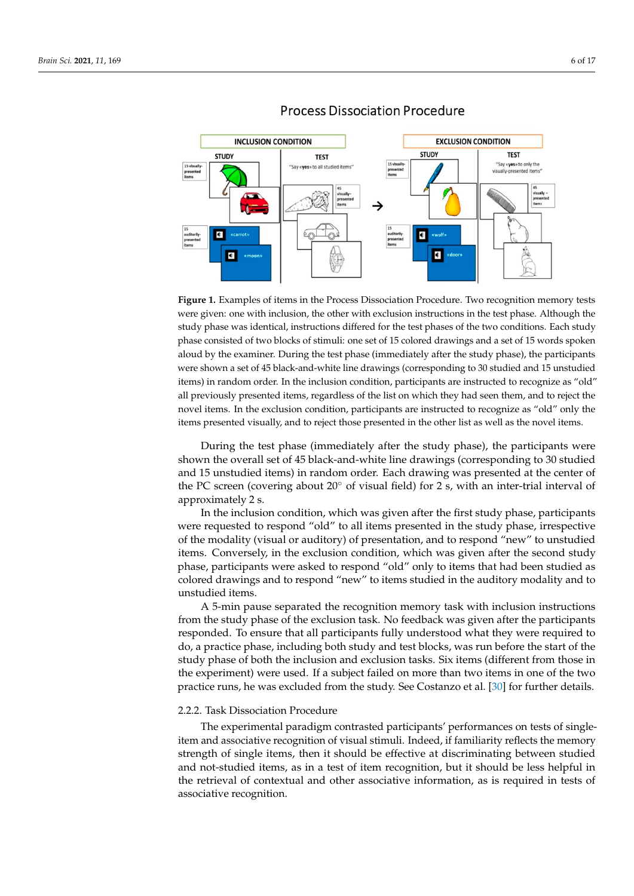**Figure 1.** Examples of items in the Process Dissociation Procedure. Two recognition memory tests were given: one with inclusion, the other with exclusion instructions in the test phase. Although the study phase was identical, instructions differed for the test phases of the two conditions. Each study phase consisted of two blocks of stimuli: one set of 15 colored drawings and a set of 15 words spoken aloud by the examiner. During the test phase (immediately after the study phase), the participants were shown a set of 45 black-and-white line drawings (corresponding to 30 studied and 15 unstudied items) in random order. In the inclusion condition, participants are instructed to recognize as "old" all previously presented items, regardless of the list on which they had seen them, and to reject the novel items. In the exclusion condition, participants are instructed to recognize as "old" only the items presented visually, and to reject those presented in the other list as well as the novel items.

During the test phase (immediately after the study phase), the participants were shown the overall set of 45 black-and-white line drawings (corresponding to 30 studied and 15 unstudied items) in random order. Each drawing was presented at the center of the PC screen (covering about 20° of visual field) for 2 s, with an inter-trial interval of approximately 2 s.

In the inclusion condition, which was given after the first study phase, participants were requested to respond "old" to all items presented in the study phase, irrespective of the modality (visual or auditory) of presentation, and to respond "new" to unstudied items. Conversely, in the exclusion condition, which was given after the second study phase, participants were asked to respond "old" only to items that had been studied as colored drawings and to respond "new" to items studied in the auditory modality and to unstudied items.

A 5-min pause separated the recognition memory task with inclusion instructions from the study phase of the exclusion task. No feedback was given after the participants responded. To ensure that all participants fully understood what they were required to do, a practice phase, including both study and test blocks, was run before the start of the study phase of both the inclusion and exclusion tasks. Six items (different from those in the experiment) were used. If a subject failed on more than two items in one of the two practice runs, he was excluded from the study. See Costanzo et al. [30] for further details.

### 2.2.2. Task Dissociation Procedure

The experimental paradigm contrasted participants' performances on tests of single-item and associative recognition of visual stimuli. Indeed, if familiarity reflects the memory strength of single items, then it should be effective at discriminating between studied and not-studied items, as in a test of item recognition, but it should be less helpful in the retrieval of contextual and other associative information, as is required in tests of associative recognition.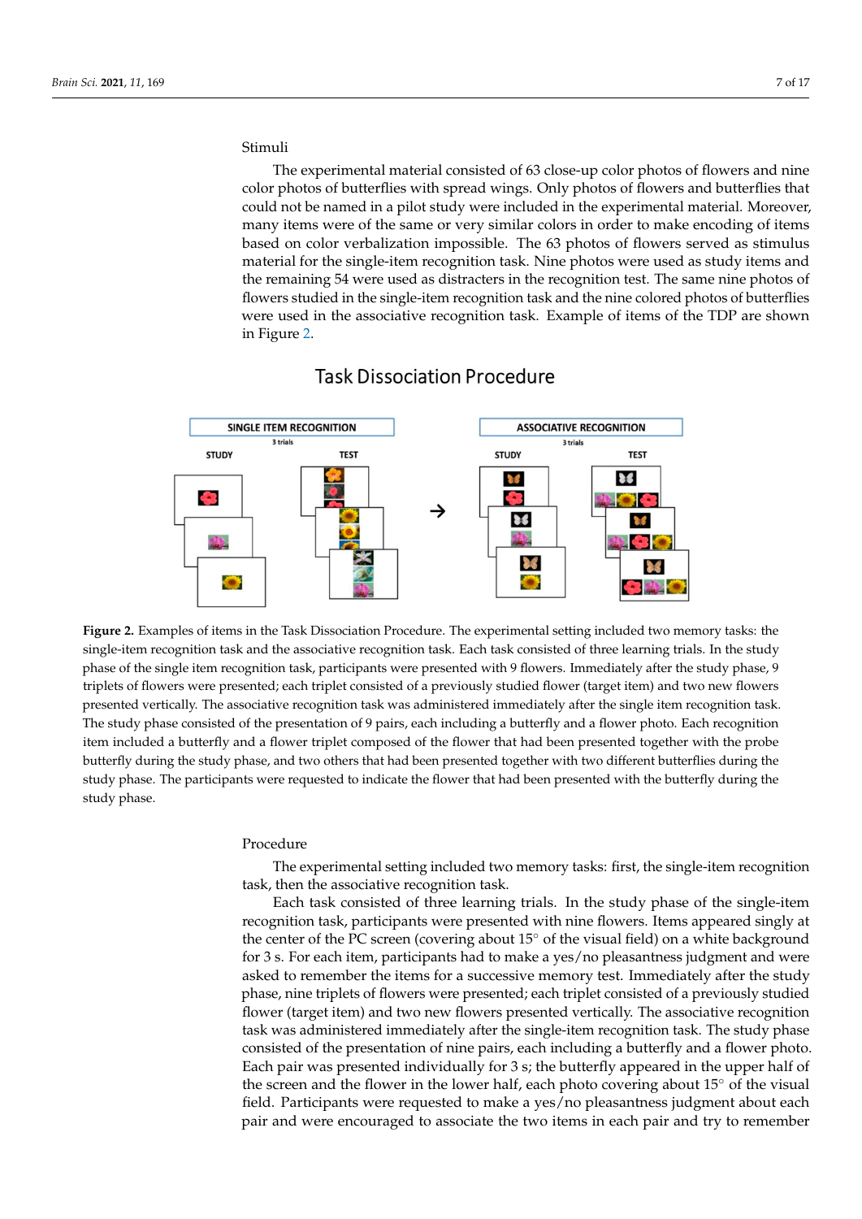Stimuli

The experimental material consisted of 63 close-up color photos of flowers and nine color photos of butterflies with spread wings. Only photos of flowers and butterflies that could not be named in a pilot study were included in the experimental material. Moreover, many items were of the same or very similar colors in order to make encoding of items based on color verbalization impossible. The 63 photos of flowers served as stimulus material for the single-item recognition task. Nine photos were used as study items and the remaining 54 were used as distracters in the recognition test. The same nine photos of flowers studied in the single-item recognition task and the nine colored photos of butterflies were used in the associative recognition task. Example of items of the TDP are shown in Figure 2.

**Figure 2.** Examples of items in the Task Dissociation Procedure. The experimental setting included two memory tasks: the single-item recognition task and the associative recognition task. Each task consisted of three learning trials. In the study phase of the single item recognition task, participants were presented with 9 flowers. Immediately after the study phase, 9 triplets of flowers were presented; each triplet consisted of a previously studied flower (target item) and two new flowers presented vertically. The associative recognition task was administered immediately after the single item recognition task. The study phase consisted of the presentation of 9 pairs, each including a butterfly and a flower photo. Each recognition item included a butterfly and a flower triplet composed of the flower that had been presented together with the probe butterfly during the study phase, and two others that had been presented together with two different butterflies during the study phase. The participants were requested to indicate the flower that had been presented with the butterfly during the study phase.

Procedure

The experimental setting included two memory tasks: first, the single-item recognition task, then the associative recognition task.

Each task consisted of three learning trials. In the study phase of the single-item recognition task, participants were presented with nine flowers. Items appeared singly at the center of the PC screen (covering about 15° of the visual field) on a white background for 3 s. For each item, participants had to make a yes/no pleasantness judgment and were asked to remember the items for a successive memory test. Immediately after the study phase, nine triplets of flowers were presented; each triplet consisted of a previously studied flower (target item) and two new flowers presented vertically. The associative recognition task was administered immediately after the single-item recognition task. The study phase consisted of the presentation of nine pairs, each including a butterfly and a flower photo. Each pair was presented individually for 3 s; the butterfly appeared in the upper half of the screen and the flower in the lower half, each photo covering about 15° of the visual field. Participants were requested to make a yes/no pleasantness judgment about each pair and were encouraged to associate the two items in each pair and try to remember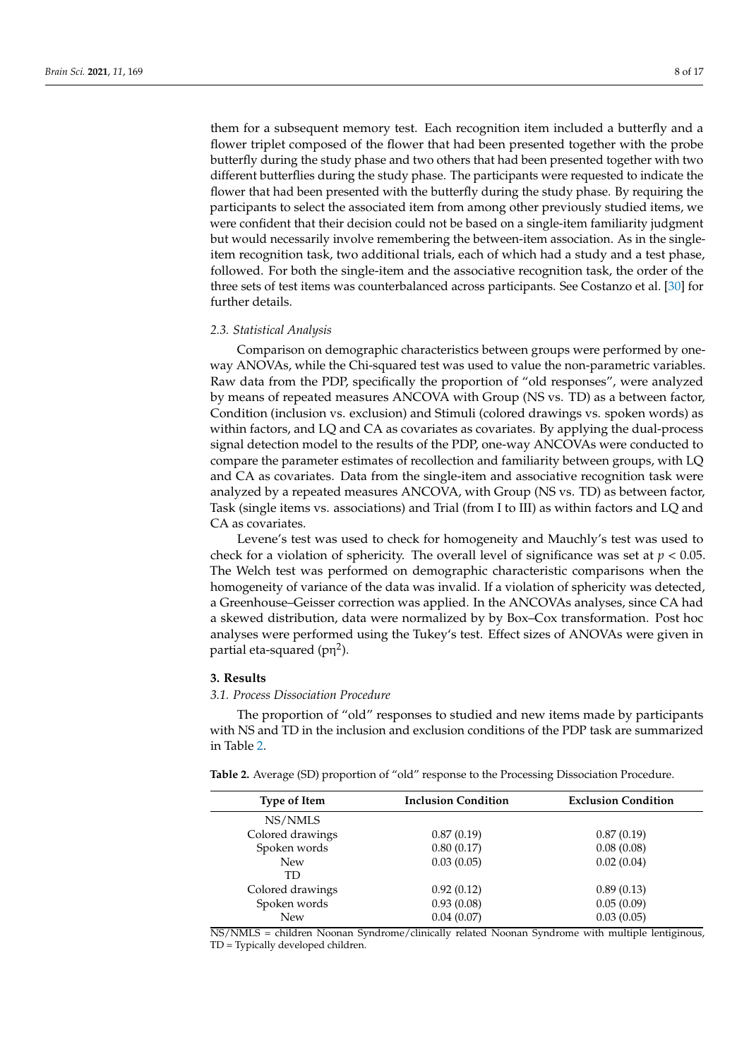them for a subsequent memory test. Each recognition item included a butterfly and a flower triplet composed of the flower that had been presented together with the probe butterfly during the study phase and two others that had been presented together with two different butterflies during the study phase. The participants were requested to indicate the flower that had been presented with the butterfly during the study phase. By requiring the participants to select the associated item from among other previously studied items, we were confident that their decision could not be based on a single-item familiarity judgment but would necessarily involve remembering the between-item association. As in the single-item recognition task, two additional trials, each of which had a study and a test phase, followed. For both the single-item and the associative recognition task, the order of the three sets of test items was counterbalanced across participants. See Costanzo et al. [30] for further details.

### *2.3. Statistical Analysis*

Comparison on demographic characteristics between groups were performed by one-way ANOVAs, while the Chi-squared test was used to value the non-parametric variables. Raw data from the PDP, specifically the proportion of "old responses", were analyzed by means of repeated measures ANCOVA with Group (NS vs. TD) as a between factor, Condition (inclusion vs. exclusion) and Stimuli (colored drawings vs. spoken words) as within factors, and LQ and CA as covariates as covariates. By applying the dual-process signal detection model to the results of the PDP, one-way ANCOVAs were conducted to compare the parameter estimates of recollection and familiarity between groups, with LQ and CA as covariates. Data from the single-item and associative recognition task were analyzed by a repeated measures ANCOVA, with Group (NS vs. TD) as between factor, Task (single items vs. associations) and Trial (from I to III) as within factors and LQ and CA as covariates.

Levene's test was used to check for homogeneity and Mauchly's test was used to check for a violation of sphericity. The overall level of significance was set at $p < 0.05$. The Welch test was performed on demographic characteristic comparisons when the homogeneity of variance of the data was invalid. If a violation of sphericity was detected, a Greenhouse–Geisser correction was applied. In the ANCOVAs analyses, since CA had a skewed distribution, data were normalized by by Box–Cox transformation. Post hoc analyses were performed using the Tukey's test. Effect sizes of ANOVAs were given in partial eta-squared ($p\eta^2$).

## 3. Results

### *3.1. Process Dissociation Procedure*

The proportion of "old" responses to studied and new items made by participants with NS and TD in the inclusion and exclusion conditions of the PDP task are summarized in Table 2.

**Table 2.** Average (SD) proportion of "old" response to the Processing Dissociation Procedure.

| Type of Item | Inclusion Condition | Exclusion Condition |
|---|---|---|
| NS/NMLS | | |
| Colored drawings | 0.87 (0.19) | 0.87 (0.19) |
| Spoken words | 0.80 (0.17) | 0.08 (0.08) |
| New | 0.03 (0.05) | 0.02 (0.04) |
| TD | | |
| Colored drawings | 0.92 (0.12) | 0.89 (0.13) |
| Spoken words | 0.93 (0.08) | 0.05 (0.09) |
| New | 0.04 (0.07) | 0.03 (0.05) |

NS/NMLS = children Noonan Syndrome/clinically related Noonan Syndrome with multiple lentiginous, TD = Typically developed children.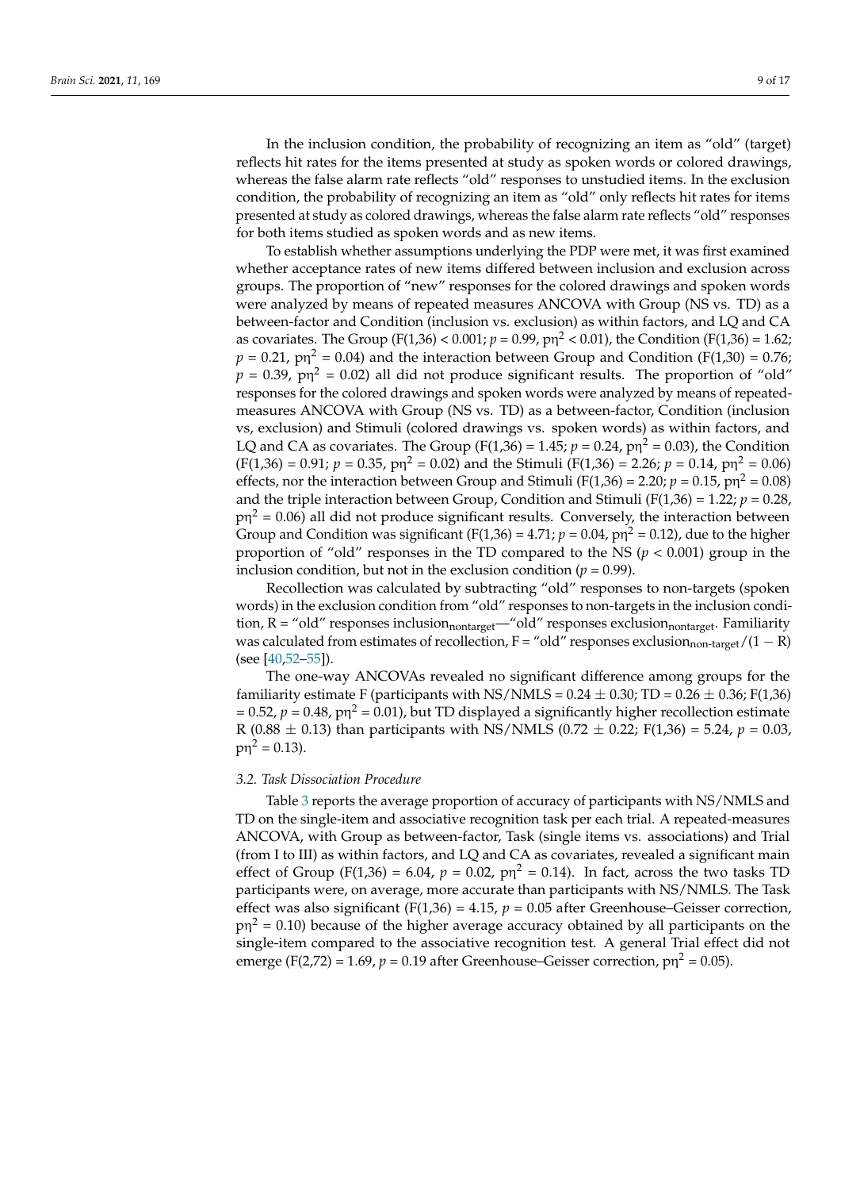In the inclusion condition, the probability of recognizing an item as "old" (target) reflects hit rates for the items presented at study as spoken words or colored drawings, whereas the false alarm rate reflects "old" responses to unstudied items. In the exclusion condition, the probability of recognizing an item as "old" only reflects hit rates for items presented at study as colored drawings, whereas the false alarm rate reflects "old" responses for both items studied as spoken words and as new items.

To establish whether assumptions underlying the PDP were met, it was first examined whether acceptance rates of new items differed between inclusion and exclusion across groups. The proportion of "new" responses for the colored drawings and spoken words were analyzed by means of repeated measures ANCOVA with Group (NS vs. TD) as a between-factor and Condition (inclusion vs. exclusion) as within factors, and LQ and CA as covariates. The Group ($F(1,36) < 0.001$; $p = 0.99$, $p\eta^2 < 0.01$), the Condition ($F(1,36) = 1.62$; $p = 0.21$, $p\eta^2 = 0.04$) and the interaction between Group and Condition ($F(1,30) = 0.76$; $p = 0.39$, $p\eta^2 = 0.02$) all did not produce significant results. The proportion of "old" responses for the colored drawings and spoken words were analyzed by means of repeated-measures ANCOVA with Group (NS vs. TD) as a between-factor, Condition (inclusion vs, exclusion) and Stimuli (colored drawings vs. spoken words) as within factors, and LQ and CA as covariates. The Group ($F(1,36) = 1.45$; $p = 0.24$, $p\eta^2 = 0.03$), the Condition ($F(1,36) = 0.91$; $p = 0.35$, $p\eta^2 = 0.02$) and the Stimuli ($F(1,36) = 2.26$; $p = 0.14$, $p\eta^2 = 0.06$) effects, nor the interaction between Group and Stimuli ($F(1,36) = 2.20$; $p = 0.15$, $p\eta^2 = 0.08$) and the triple interaction between Group, Condition and Stimuli ($F(1,36) = 1.22$; $p = 0.28$, $p\eta^2 = 0.06$) all did not produce significant results. Conversely, the interaction between Group and Condition was significant ($F(1,36) = 4.71$; $p = 0.04$, $p\eta^2 = 0.12$), due to the higher proportion of "old" responses in the TD compared to the NS ($p < 0.001$) group in the inclusion condition, but not in the exclusion condition ($p = 0.99$).

Recollection was calculated by subtracting "old" responses to non-targets (spoken words) in the exclusion condition from "old" responses to non-targets in the inclusion condition, $R$ = "old" responses $\text{inclusion}_{\text{nontarget}}$—"old" responses $\text{exclusion}_{\text{nontarget}}$. Familiarity was calculated from estimates of recollection, $F$ = "old" responses $\text{exclusion}_{\text{non-target}}/(1 - R)$ (see [40,52–55]).

The one-way ANCOVAs revealed no significant difference among groups for the familiarity estimate F (participants with NS/NMLS = $0.24 \pm 0.30$; TD = $0.26 \pm 0.36$; $F(1,36) = 0.52$, $p = 0.48$, $p\eta^2 = 0.01$), but TD displayed a significantly higher recollection estimate R ($0.88 \pm 0.13$) than participants with NS/NMLS ($0.72 \pm 0.22$; $F(1,36) = 5.24$, $p = 0.03$, $p\eta^2 = 0.13$).

### *3.2. Task Dissociation Procedure*

Table 3 reports the average proportion of accuracy of participants with NS/NMLS and TD on the single-item and associative recognition task per each trial. A repeated-measures ANCOVA, with Group as between-factor, Task (single items vs. associations) and Trial (from I to III) as within factors, and LQ and CA as covariates, revealed a significant main effect of Group ($F(1,36) = 6.04$, $p = 0.02$, $p\eta^2 = 0.14$). In fact, across the two tasks TD participants were, on average, more accurate than participants with NS/NMLS. The Task effect was also significant ($F(1,36) = 4.15$, $p = 0.05$ after Greenhouse–Geisser correction, $p\eta^2 = 0.10$) because of the higher average accuracy obtained by all participants on the single-item compared to the associative recognition test. A general Trial effect did not emerge ($F(2,72) = 1.69$, $p = 0.19$ after Greenhouse–Geisser correction, $p\eta^2 = 0.05$).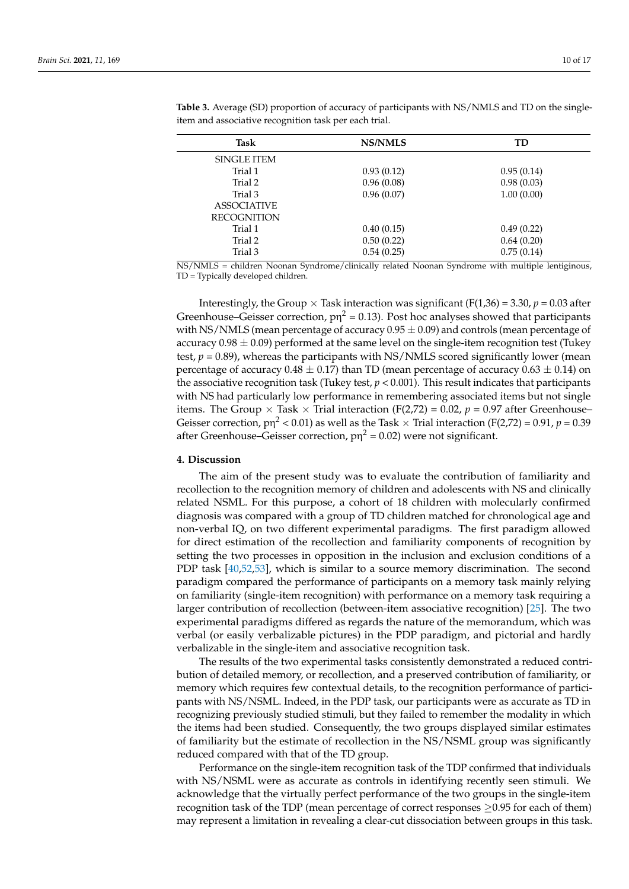**Table 3.** Average (SD) proportion of accuracy of participants with NS/NMLS and TD on the single-item and associative recognition task per each trial.

| Task | NS/NMLS | TD |
|---|---|---|
| SINGLE ITEM | | |
| Trial 1 | 0.93 (0.12) | 0.95 (0.14) |
| Trial 2 | 0.96 (0.08) | 0.98 (0.03) |
| Trial 3 | 0.96 (0.07) | 1.00 (0.00) |
| ASSOCIATIVE RECOGNITION | | |
| Trial 1 | 0.40 (0.15) | 0.49 (0.22) |
| Trial 2 | 0.50 (0.22) | 0.64 (0.20) |
| Trial 3 | 0.54 (0.25) | 0.75 (0.14) |

NS/NMLS = children Noonan Syndrome/clinically related Noonan Syndrome with multiple lentiginous, TD = Typically developed children.

Interestingly, the Group × Task interaction was significant ($F(1,36) = 3.30$, $p = 0.03$ after Greenhouse–Geisser correction, $p\eta^2 = 0.13$). Post hoc analyses showed that participants with NS/NMLS (mean percentage of accuracy $0.95 \pm 0.09$) and controls (mean percentage of accuracy $0.98 \pm 0.09$) performed at the same level on the single-item recognition test (Tukey test, $p = 0.89$), whereas the participants with NS/NMLS scored significantly lower (mean percentage of accuracy $0.48 \pm 0.17$) than TD (mean percentage of accuracy $0.63 \pm 0.14$) on the associative recognition task (Tukey test, $p < 0.001$). This result indicates that participants with NS had particularly low performance in remembering associated items but not single items. The Group × Task × Trial interaction ($F(2,72) = 0.02$, $p = 0.97$ after Greenhouse–Geisser correction, $p\eta^2 < 0.01$) as well as the Task × Trial interaction ($F(2,72) = 0.91$, $p = 0.39$ after Greenhouse–Geisser correction, $p\eta^2 = 0.02$) were not significant.

## 4. Discussion

The aim of the present study was to evaluate the contribution of familiarity and recollection to the recognition memory of children and adolescents with NS and clinically related NSML. For this purpose, a cohort of 18 children with molecularly confirmed diagnosis was compared with a group of TD children matched for chronological age and non-verbal IQ, on two different experimental paradigms. The first paradigm allowed for direct estimation of the recollection and familiarity components of recognition by setting the two processes in opposition in the inclusion and exclusion conditions of a PDP task [40,52,53], which is similar to a source memory discrimination. The second paradigm compared the performance of participants on a memory task mainly relying on familiarity (single-item recognition) with performance on a memory task requiring a larger contribution of recollection (between-item associative recognition) [25]. The two experimental paradigms differed as regards the nature of the memorandum, which was verbal (or easily verbalizable pictures) in the PDP paradigm, and pictorial and hardly verbalizable in the single-item and associative recognition task.

The results of the two experimental tasks consistently demonstrated a reduced contribution of detailed memory, or recollection, and a preserved contribution of familiarity, or memory which requires few contextual details, to the recognition performance of participants with NS/NSML. Indeed, in the PDP task, our participants were as accurate as TD in recognizing previously studied stimuli, but they failed to remember the modality in which the items had been studied. Consequently, the two groups displayed similar estimates of familiarity but the estimate of recollection in the NS/NSML group was significantly reduced compared with that of the TD group.

Performance on the single-item recognition task of the TDP confirmed that individuals with NS/NSML were as accurate as controls in identifying recently seen stimuli. We acknowledge that the virtually perfect performance of the two groups in the single-item recognition task of the TDP (mean percentage of correct responses $\geq$0.95 for each of them) may represent a limitation in revealing a clear-cut dissociation between groups in this task.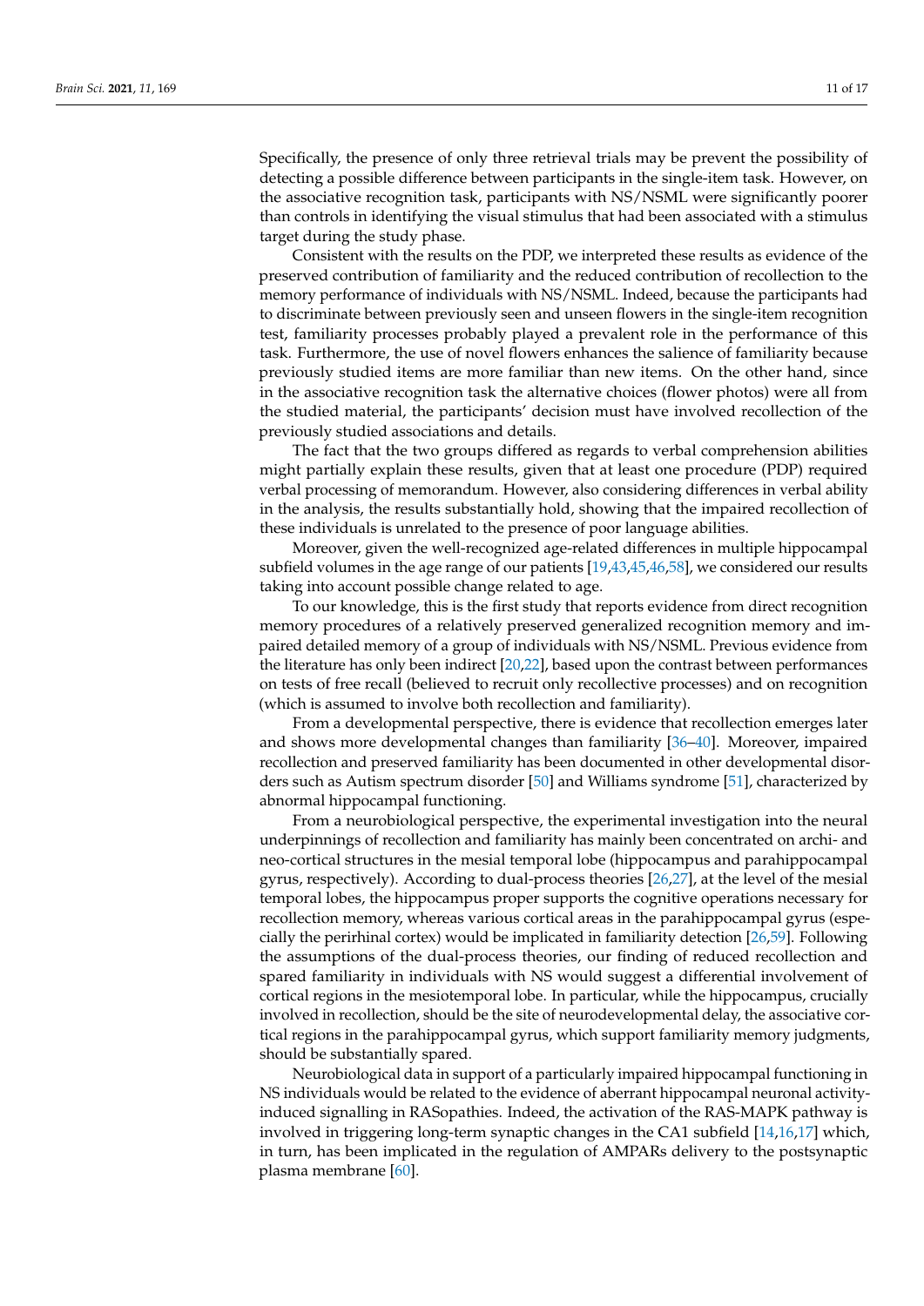Specifically, the presence of only three retrieval trials may be prevent the possibility of detecting a possible difference between participants in the single-item task. However, on the associative recognition task, participants with NS/NSML were significantly poorer than controls in identifying the visual stimulus that had been associated with a stimulus target during the study phase.

Consistent with the results on the PDP, we interpreted these results as evidence of the preserved contribution of familiarity and the reduced contribution of recollection to the memory performance of individuals with NS/NSML. Indeed, because the participants had to discriminate between previously seen and unseen flowers in the single-item recognition test, familiarity processes probably played a prevalent role in the performance of this task. Furthermore, the use of novel flowers enhances the salience of familiarity because previously studied items are more familiar than new items. On the other hand, since in the associative recognition task the alternative choices (flower photos) were all from the studied material, the participants' decision must have involved recollection of the previously studied associations and details.

The fact that the two groups differed as regards to verbal comprehension abilities might partially explain these results, given that at least one procedure (PDP) required verbal processing of memorandum. However, also considering differences in verbal ability in the analysis, the results substantially hold, showing that the impaired recollection of these individuals is unrelated to the presence of poor language abilities.

Moreover, given the well-recognized age-related differences in multiple hippocampal subfield volumes in the age range of our patients [19,43,45,46,58], we considered our results taking into account possible change related to age.

To our knowledge, this is the first study that reports evidence from direct recognition memory procedures of a relatively preserved generalized recognition memory and impaired detailed memory of a group of individuals with NS/NSML. Previous evidence from the literature has only been indirect [20,22], based upon the contrast between performances on tests of free recall (believed to recruit only recollective processes) and on recognition (which is assumed to involve both recollection and familiarity).

From a developmental perspective, there is evidence that recollection emerges later and shows more developmental changes than familiarity [36–40]. Moreover, impaired recollection and preserved familiarity has been documented in other developmental disorders such as Autism spectrum disorder [50] and Williams syndrome [51], characterized by abnormal hippocampal functioning.

From a neurobiological perspective, the experimental investigation into the neural underpinnings of recollection and familiarity has mainly been concentrated on archi- and neo-cortical structures in the mesial temporal lobe (hippocampus and parahippocampal gyrus, respectively). According to dual-process theories [26,27], at the level of the mesial temporal lobes, the hippocampus proper supports the cognitive operations necessary for recollection memory, whereas various cortical areas in the parahippocampal gyrus (especially the perirhinal cortex) would be implicated in familiarity detection [26,59]. Following the assumptions of the dual-process theories, our finding of reduced recollection and spared familiarity in individuals with NS would suggest a differential involvement of cortical regions in the mesiotemporal lobe. In particular, while the hippocampus, crucially involved in recollection, should be the site of neurodevelopmental delay, the associative cortical regions in the parahippocampal gyrus, which support familiarity memory judgments, should be substantially spared.

Neurobiological data in support of a particularly impaired hippocampal functioning in NS individuals would be related to the evidence of aberrant hippocampal neuronal activity-induced signalling in RASopathies. Indeed, the activation of the RAS-MAPK pathway is involved in triggering long-term synaptic changes in the CA1 subfield [14,16,17] which, in turn, has been implicated in the regulation of AMPARs delivery to the postsynaptic plasma membrane [60].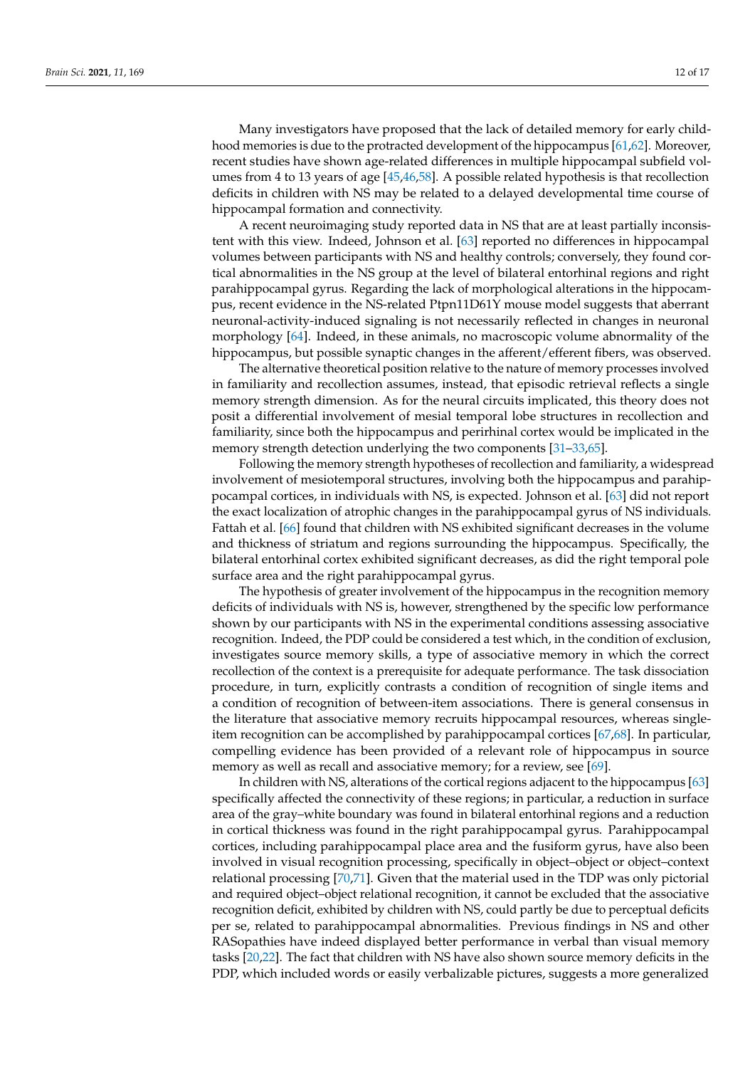Many investigators have proposed that the lack of detailed memory for early childhood memories is due to the protracted development of the hippocampus [61,62]. Moreover, recent studies have shown age-related differences in multiple hippocampal subfield volumes from 4 to 13 years of age [45,46,58]. A possible related hypothesis is that recollection deficits in children with NS may be related to a delayed developmental time course of hippocampal formation and connectivity.

A recent neuroimaging study reported data in NS that are at least partially inconsistent with this view. Indeed, Johnson et al. [63] reported no differences in hippocampal volumes between participants with NS and healthy controls; conversely, they found cortical abnormalities in the NS group at the level of bilateral entorhinal regions and right parahippocampal gyrus. Regarding the lack of morphological alterations in the hippocampus, recent evidence in the NS-related Ptpn11D61Y mouse model suggests that aberrant neuronal-activity-induced signaling is not necessarily reflected in changes in neuronal morphology [64]. Indeed, in these animals, no macroscopic volume abnormality of the hippocampus, but possible synaptic changes in the afferent/efferent fibers, was observed.

The alternative theoretical position relative to the nature of memory processes involved in familiarity and recollection assumes, instead, that episodic retrieval reflects a single memory strength dimension. As for the neural circuits implicated, this theory does not posit a differential involvement of mesial temporal lobe structures in recollection and familiarity, since both the hippocampus and perirhinal cortex would be implicated in the memory strength detection underlying the two components [31–33,65].

Following the memory strength hypotheses of recollection and familiarity, a widespread involvement of mesiotemporal structures, involving both the hippocampus and parahippocampal cortices, in individuals with NS, is expected. Johnson et al. [63] did not report the exact localization of atrophic changes in the parahippocampal gyrus of NS individuals. Fattah et al. [66] found that children with NS exhibited significant decreases in the volume and thickness of striatum and regions surrounding the hippocampus. Specifically, the bilateral entorhinal cortex exhibited significant decreases, as did the right temporal pole surface area and the right parahippocampal gyrus.

The hypothesis of greater involvement of the hippocampus in the recognition memory deficits of individuals with NS is, however, strengthened by the specific low performance shown by our participants with NS in the experimental conditions assessing associative recognition. Indeed, the PDP could be considered a test which, in the condition of exclusion, investigates source memory skills, a type of associative memory in which the correct recollection of the context is a prerequisite for adequate performance. The task dissociation procedure, in turn, explicitly contrasts a condition of recognition of single items and a condition of recognition of between-item associations. There is general consensus in the literature that associative memory recruits hippocampal resources, whereas single-item recognition can be accomplished by parahippocampal cortices [67,68]. In particular, compelling evidence has been provided of a relevant role of hippocampus in source memory as well as recall and associative memory; for a review, see [69].

In children with NS, alterations of the cortical regions adjacent to the hippocampus [63] specifically affected the connectivity of these regions; in particular, a reduction in surface area of the gray–white boundary was found in bilateral entorhinal regions and a reduction in cortical thickness was found in the right parahippocampal gyrus. Parahippocampal cortices, including parahippocampal place area and the fusiform gyrus, have also been involved in visual recognition processing, specifically in object–object or object–context relational processing [70,71]. Given that the material used in the TDP was only pictorial and required object–object relational recognition, it cannot be excluded that the associative recognition deficit, exhibited by children with NS, could partly be due to perceptual deficits per se, related to parahippocampal abnormalities. Previous findings in NS and other RASopathies have indeed displayed better performance in verbal than visual memory tasks [20,22]. The fact that children with NS have also shown source memory deficits in the PDP, which included words or easily verbalizable pictures, suggests a more generalized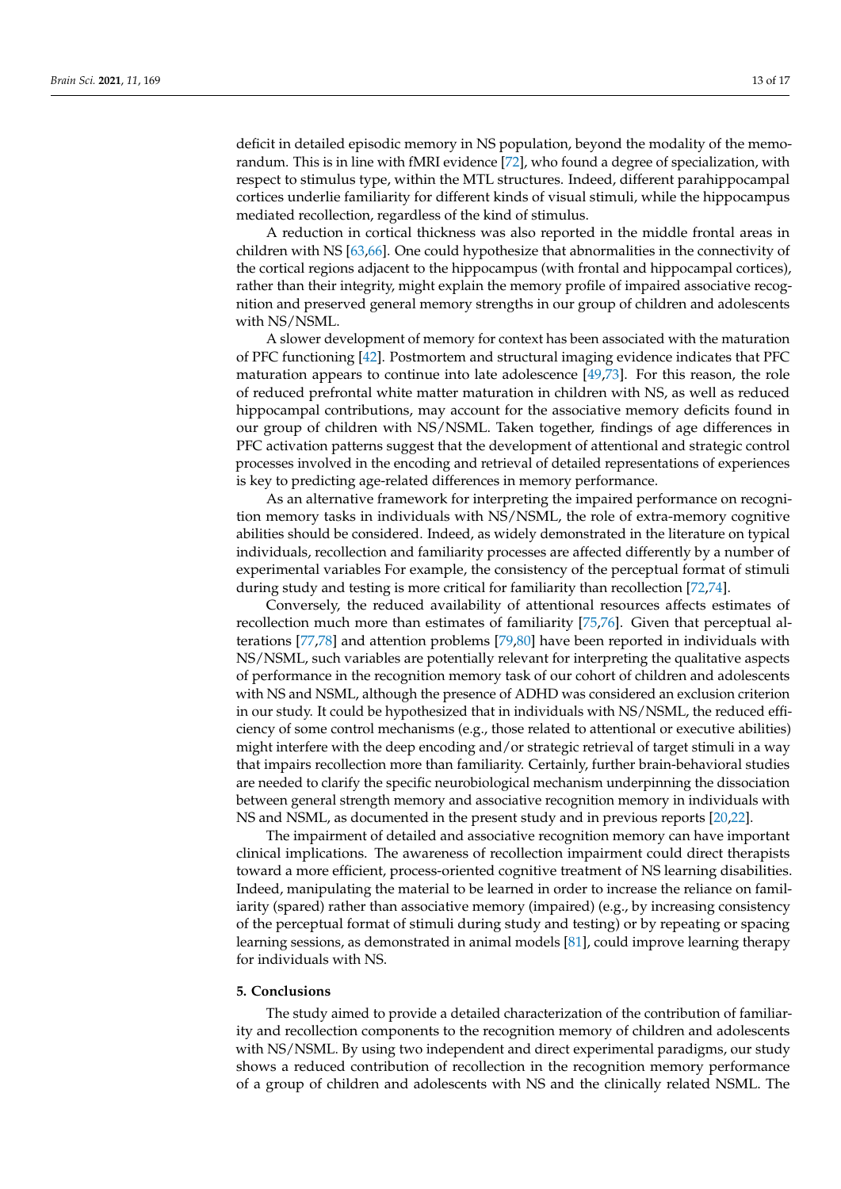deficit in detailed episodic memory in NS population, beyond the modality of the memorandum. This is in line with fMRI evidence [72], who found a degree of specialization, with respect to stimulus type, within the MTL structures. Indeed, different parahippocampal cortices underlie familiarity for different kinds of visual stimuli, while the hippocampus mediated recollection, regardless of the kind of stimulus.

A reduction in cortical thickness was also reported in the middle frontal areas in children with NS [63,66]. One could hypothesize that abnormalities in the connectivity of the cortical regions adjacent to the hippocampus (with frontal and hippocampal cortices), rather than their integrity, might explain the memory profile of impaired associative recognition and preserved general memory strengths in our group of children and adolescents with NS/NSML.

A slower development of memory for context has been associated with the maturation of PFC functioning [42]. Postmortem and structural imaging evidence indicates that PFC maturation appears to continue into late adolescence [49,73]. For this reason, the role of reduced prefrontal white matter maturation in children with NS, as well as reduced hippocampal contributions, may account for the associative memory deficits found in our group of children with NS/NSML. Taken together, findings of age differences in PFC activation patterns suggest that the development of attentional and strategic control processes involved in the encoding and retrieval of detailed representations of experiences is key to predicting age-related differences in memory performance.

As an alternative framework for interpreting the impaired performance on recognition memory tasks in individuals with NS/NSML, the role of extra-memory cognitive abilities should be considered. Indeed, as widely demonstrated in the literature on typical individuals, recollection and familiarity processes are affected differently by a number of experimental variables For example, the consistency of the perceptual format of stimuli during study and testing is more critical for familiarity than recollection [72,74].

Conversely, the reduced availability of attentional resources affects estimates of recollection much more than estimates of familiarity [75,76]. Given that perceptual alterations [77,78] and attention problems [79,80] have been reported in individuals with NS/NSML, such variables are potentially relevant for interpreting the qualitative aspects of performance in the recognition memory task of our cohort of children and adolescents with NS and NSML, although the presence of ADHD was considered an exclusion criterion in our study. It could be hypothesized that in individuals with NS/NSML, the reduced efficiency of some control mechanisms (e.g., those related to attentional or executive abilities) might interfere with the deep encoding and/or strategic retrieval of target stimuli in a way that impairs recollection more than familiarity. Certainly, further brain-behavioral studies are needed to clarify the specific neurobiological mechanism underpinning the dissociation between general strength memory and associative recognition memory in individuals with NS and NSML, as documented in the present study and in previous reports [20,22].

The impairment of detailed and associative recognition memory can have important clinical implications. The awareness of recollection impairment could direct therapists toward a more efficient, process-oriented cognitive treatment of NS learning disabilities. Indeed, manipulating the material to be learned in order to increase the reliance on familiarity (spared) rather than associative memory (impaired) (e.g., by increasing consistency of the perceptual format of stimuli during study and testing) or by repeating or spacing learning sessions, as demonstrated in animal models [81], could improve learning therapy for individuals with NS.

## 5. Conclusions

The study aimed to provide a detailed characterization of the contribution of familiarity and recollection components to the recognition memory of children and adolescents with NS/NSML. By using two independent and direct experimental paradigms, our study shows a reduced contribution of recollection in the recognition memory performance of a group of children and adolescents with NS and the clinically related NSML. The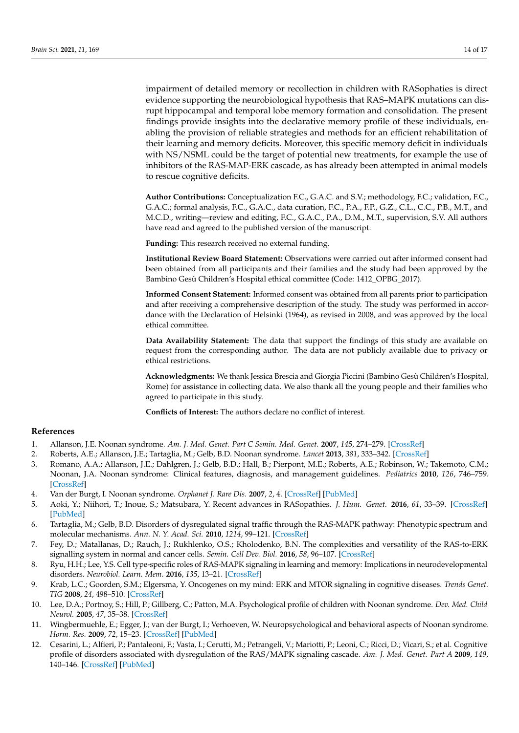impairment of detailed memory or recollection in children with RASophaties is direct evidence supporting the neurobiological hypothesis that RAS–MAPK mutations can disrupt hippocampal and temporal lobe memory formation and consolidation. The present findings provide insights into the declarative memory profile of these individuals, enabling the provision of reliable strategies and methods for an efficient rehabilitation of their learning and memory deficits. Moreover, this specific memory deficit in individuals with NS/NSML could be the target of potential new treatments, for example the use of inhibitors of the RAS-MAP-ERK cascade, as has already been attempted in animal models to rescue cognitive deficits.

**Author Contributions:** Conceptualization F.C., G.A.C. and S.V.; methodology, F.C.; validation, F.C., G.A.C.; formal analysis, F.C., G.A.C., data curation, F.C., P.A., F.P., G.Z., C.L., C.C., P.B., M.T., and M.C.D., writing—review and editing, F.C., G.A.C., P.A., D.M., M.T., supervision, S.V. All authors have read and agreed to the published version of the manuscript.

**Funding:** This research received no external funding.

**Institutional Review Board Statement:** Observations were carried out after informed consent had been obtained from all participants and their families and the study had been approved by the Bambino Gesù Children's Hospital ethical committee (Code: 1412_OPBG_2017).

**Informed Consent Statement:** Informed consent was obtained from all parents prior to participation and after receiving a comprehensive description of the study. The study was performed in accordance with the Declaration of Helsinki (1964), as revised in 2008, and was approved by the local ethical committee.

**Data Availability Statement:** The data that support the findings of this study are available on request from the corresponding author. The data are not publicly available due to privacy or ethical restrictions.

**Acknowledgments:** We thank Jessica Brescia and Giorgia Piccini (Bambino Gesù Children's Hospital, Rome) for assistance in collecting data. We also thank all the young people and their families who agreed to participate in this study.

**Conflicts of Interest:** The authors declare no conflict of interest.

## References

1. Allanson, J.E. Noonan syndrome. *Am. J. Med. Genet. Part C Semin. Med. Genet.* **2007**, *145*, 274–279. [CrossRef]
2. Roberts, A.E.; Allanson, J.E.; Tartaglia, M.; Gelb, B.D. Noonan syndrome. *Lancet* **2013**, *381*, 333–342. [CrossRef]
3. Romano, A.A.; Allanson, J.E.; Dahlgren, J.; Gelb, B.D.; Hall, B.; Pierpont, M.E.; Roberts, A.E.; Robinson, W.; Takemoto, C.M.; Noonan, J.A. Noonan syndrome: Clinical features, diagnosis, and management guidelines. *Pediatrics* **2010**, *126*, 746–759. [CrossRef]
4. Van der Burgt, I. Noonan syndrome. *Orphanet J. Rare Dis.* **2007**, *2*, 4. [CrossRef] [PubMed]
5. Aoki, Y.; Niihori, T.; Inoue, S.; Matsubara, Y. Recent advances in RASopathies. *J. Hum. Genet.* **2016**, *61*, 33–39. [CrossRef] [PubMed]
6. Tartaglia, M.; Gelb, B.D. Disorders of dysregulated signal traffic through the RAS-MAPK pathway: Phenotypic spectrum and molecular mechanisms. *Ann. N. Y. Acad. Sci.* **2010**, *1214*, 99–121. [CrossRef]
7. Fey, D.; Matallanas, D.; Rauch, J.; Rukhlenko, O.S.; Kholodenko, B.N. The complexities and versatility of the RAS-to-ERK signalling system in normal and cancer cells. *Semin. Cell Dev. Biol.* **2016**, *58*, 96–107. [CrossRef]
8. Ryu, H.H.; Lee, Y.S. Cell type-specific roles of RAS-MAPK signaling in learning and memory: Implications in neurodevelopmental disorders. *Neurobiol. Learn. Mem.* **2016**, *135*, 13–21. [CrossRef]
9. Krab, L.C.; Goorden, S.M.; Elgersma, Y. Oncogenes on my mind: ERK and MTOR signaling in cognitive diseases. *Trends Genet. TIG* **2008**, *24*, 498–510. [CrossRef]
10. Lee, D.A.; Portnoy, S.; Hill, P.; Gillberg, C.; Patton, M.A. Psychological profile of children with Noonan syndrome. *Dev. Med. Child Neurol.* **2005**, *47*, 35–38. [CrossRef]
11. Wingbermuehle, E.; Egger, J.; van der Burgt, I.; Verhoeven, W. Neuropsychological and behavioral aspects of Noonan syndrome. *Horm. Res.* **2009**, *72*, 15–23. [CrossRef] [PubMed]
12. Cesarini, L.; Alfieri, P.; Pantaleoni, F.; Vasta, I.; Cerutti, M.; Petrangeli, V.; Mariotti, P.; Leoni, C.; Ricci, D.; Vicari, S.; et al. Cognitive profile of disorders associated with dysregulation of the RAS/MAPK signaling cascade. *Am. J. Med. Genet. Part A* **2009**, *149*, 140–146. [CrossRef] [PubMed]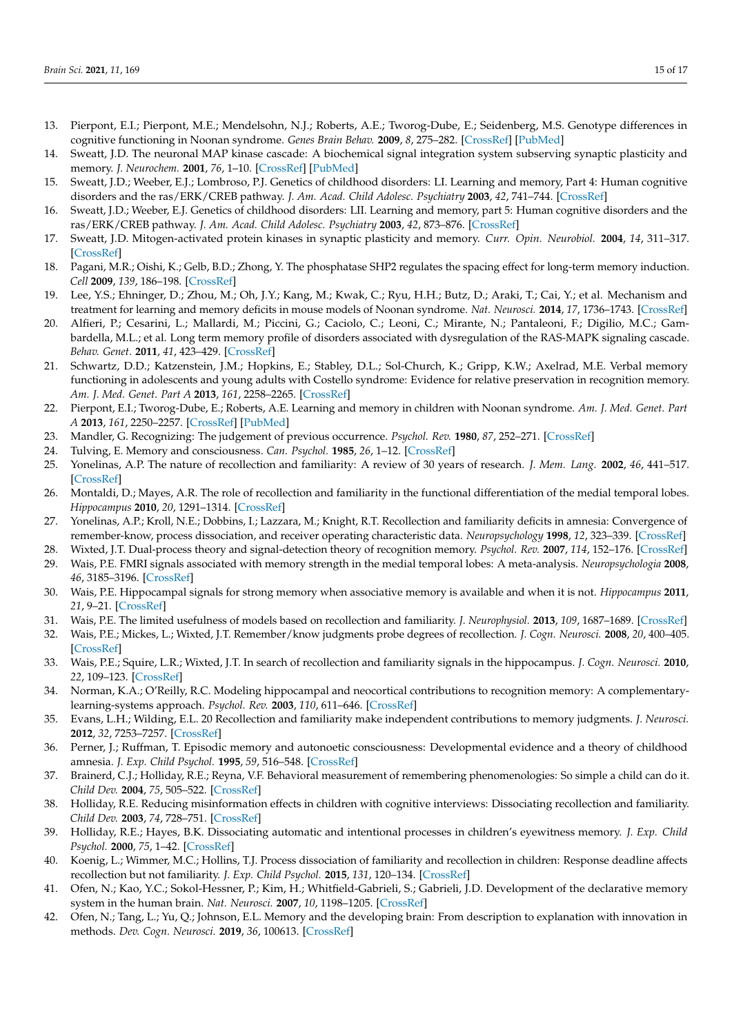13. Pierpont, E.I.; Pierpont, M.E.; Mendelsohn, N.J.; Roberts, A.E.; Tworog-Dube, E.; Seidenberg, M.S. Genotype differences in cognitive functioning in Noonan syndrome. *Genes Brain Behav.* **2009**, *8*, 275–282. [CrossRef] [PubMed]
14. Sweatt, J.D. The neuronal MAP kinase cascade: A biochemical signal integration system subserving synaptic plasticity and memory. *J. Neurochem.* **2001**, *76*, 1–10. [CrossRef] [PubMed]
15. Sweatt, J.D.; Weeber, E.J.; Lombroso, P.J. Genetics of childhood disorders: LI. Learning and memory, Part 4: Human cognitive disorders and the ras/ERK/CREB pathway. *J. Am. Acad. Child Adolesc. Psychiatry* **2003**, *42*, 741–744. [CrossRef]
16. Sweatt, J.D.; Weeber, E.J. Genetics of childhood disorders: LII. Learning and memory, part 5: Human cognitive disorders and the ras/ERK/CREB pathway. *J. Am. Acad. Child Adolesc. Psychiatry* **2003**, *42*, 873–876. [CrossRef]
17. Sweatt, J.D. Mitogen-activated protein kinases in synaptic plasticity and memory. *Curr. Opin. Neurobiol.* **2004**, *14*, 311–317. [CrossRef]
18. Pagani, M.R.; Oishi, K.; Gelb, B.D.; Zhong, Y. The phosphatase SHP2 regulates the spacing effect for long-term memory induction. *Cell* **2009**, *139*, 186–198. [CrossRef]
19. Lee, Y.S.; Ehninger, D.; Zhou, M.; Oh, J.Y.; Kang, M.; Kwak, C.; Ryu, H.H.; Butz, D.; Araki, T.; Cai, Y.; et al. Mechanism and treatment for learning and memory deficits in mouse models of Noonan syndrome. *Nat. Neurosci.* **2014**, *17*, 1736–1743. [CrossRef]
20. Alfieri, P.; Cesarini, L.; Mallardi, M.; Piccini, G.; Caciolo, C.; Leoni, C.; Mirante, N.; Pantaleoni, F.; Digilio, M.C.; Gambardella, M.L.; et al. Long term memory profile of disorders associated with dysregulation of the RAS-MAPK signaling cascade. *Behav. Genet.* **2011**, *41*, 423–429. [CrossRef]
21. Schwartz, D.D.; Katzenstein, J.M.; Hopkins, E.; Stabley, D.L.; Sol-Church, K.; Gripp, K.W.; Axelrad, M.E. Verbal memory functioning in adolescents and young adults with Costello syndrome: Evidence for relative preservation in recognition memory. *Am. J. Med. Genet. Part A* **2013**, *161*, 2258–2265. [CrossRef]
22. Pierpont, E.I.; Tworog-Dube, E.; Roberts, A.E. Learning and memory in children with Noonan syndrome. *Am. J. Med. Genet. Part A* **2013**, *161*, 2250–2257. [CrossRef] [PubMed]
23. Mandler, G. Recognizing: The judgement of previous occurrence. *Psychol. Rev.* **1980**, *87*, 252–271. [CrossRef]
24. Tulving, E. Memory and consciousness. *Can. Psychol.* **1985**, *26*, 1–12. [CrossRef]
25. Yonelinas, A.P. The nature of recollection and familiarity: A review of 30 years of research. *J. Mem. Lang.* **2002**, *46*, 441–517. [CrossRef]
26. Montaldi, D.; Mayes, A.R. The role of recollection and familiarity in the functional differentiation of the medial temporal lobes. *Hippocampus* **2010**, *20*, 1291–1314. [CrossRef]
27. Yonelinas, A.P.; Kroll, N.E.; Dobbins, I.; Lazzara, M.; Knight, R.T. Recollection and familiarity deficits in amnesia: Convergence of remember-know, process dissociation, and receiver operating characteristic data. *Neuropsychology* **1998**, *12*, 323–339. [CrossRef]
28. Wixted, J.T. Dual-process theory and signal-detection theory of recognition memory. *Psychol. Rev.* **2007**, *114*, 152–176. [CrossRef]
29. Wais, P.E. FMRI signals associated with memory strength in the medial temporal lobes: A meta-analysis. *Neuropsychologia* **2008**, *46*, 3185–3196. [CrossRef]
30. Wais, P.E. Hippocampal signals for strong memory when associative memory is available and when it is not. *Hippocampus* **2011**, *21*, 9–21. [CrossRef]
31. Wais, P.E. The limited usefulness of models based on recollection and familiarity. *J. Neurophysiol.* **2013**, *109*, 1687–1689. [CrossRef]
32. Wais, P.E.; Mickes, L.; Wixted, J.T. Remember/know judgments probe degrees of recollection. *J. Cogn. Neurosci.* **2008**, *20*, 400–405. [CrossRef]
33. Wais, P.E.; Squire, L.R.; Wixted, J.T. In search of recollection and familiarity signals in the hippocampus. *J. Cogn. Neurosci.* **2010**, *22*, 109–123. [CrossRef]
34. Norman, K.A.; O'Reilly, R.C. Modeling hippocampal and neocortical contributions to recognition memory: A complementary-learning-systems approach. *Psychol. Rev.* **2003**, *110*, 611–646. [CrossRef]
35. Evans, L.H.; Wilding, E.L. 20 Recollection and familiarity make independent contributions to memory judgments. *J. Neurosci.* **2012**, *32*, 7253–7257. [CrossRef]
36. Perner, J.; Ruffman, T. Episodic memory and autonoetic consciousness: Developmental evidence and a theory of childhood amnesia. *J. Exp. Child Psychol.* **1995**, *59*, 516–548. [CrossRef]
37. Brainerd, C.J.; Holliday, R.E.; Reyna, V.F. Behavioral measurement of remembering phenomenologies: So simple a child can do it. *Child Dev.* **2004**, *75*, 505–522. [CrossRef]
38. Holliday, R.E. Reducing misinformation effects in children with cognitive interviews: Dissociating recollection and familiarity. *Child Dev.* **2003**, *74*, 728–751. [CrossRef]
39. Holliday, R.E.; Hayes, B.K. Dissociating automatic and intentional processes in children's eyewitness memory. *J. Exp. Child Psychol.* **2000**, *75*, 1–42. [CrossRef]
40. Koenig, L.; Wimmer, M.C.; Hollins, T.J. Process dissociation of familiarity and recollection in children: Response deadline affects recollection but not familiarity. *J. Exp. Child Psychol.* **2015**, *131*, 120–134. [CrossRef]
41. Ofen, N.; Kao, Y.C.; Sokol-Hessner, P.; Kim, H.; Whitfield-Gabrieli, S.; Gabrieli, J.D. Development of the declarative memory system in the human brain. *Nat. Neurosci.* **2007**, *10*, 1198–1205. [CrossRef]
42. Ofen, N.; Tang, L.; Yu, Q.; Johnson, E.L. Memory and the developing brain: From description to explanation with innovation in methods. *Dev. Cogn. Neurosci.* **2019**, *36*, 100613. [CrossRef]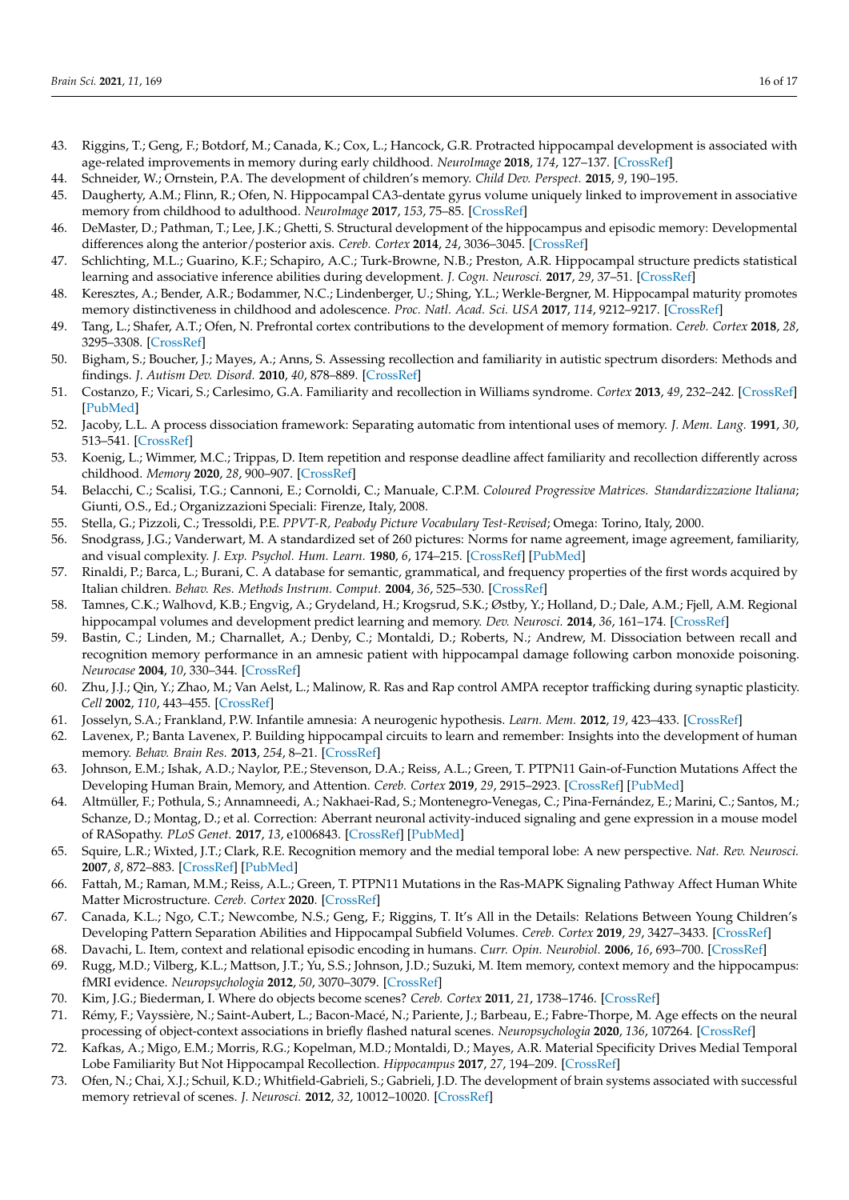43. Riggins, T.; Geng, F.; Botdorf, M.; Canada, K.; Cox, L.; Hancock, G.R. Protracted hippocampal development is associated with age-related improvements in memory during early childhood. *NeuroImage* **2018**, *174*, 127–137. [CrossRef]
44. Schneider, W.; Ornstein, P.A. The development of children's memory. *Child Dev. Perspect.* **2015**, *9*, 190–195.
45. Daugherty, A.M.; Flinn, R.; Ofen, N. Hippocampal CA3-dentate gyrus volume uniquely linked to improvement in associative memory from childhood to adulthood. *NeuroImage* **2017**, *153*, 75–85. [CrossRef]
46. DeMaster, D.; Pathman, T.; Lee, J.K.; Ghetti, S. Structural development of the hippocampus and episodic memory: Developmental differences along the anterior/posterior axis. *Cereb. Cortex* **2014**, *24*, 3036–3045. [CrossRef]
47. Schlichting, M.L.; Guarino, K.F.; Schapiro, A.C.; Turk-Browne, N.B.; Preston, A.R. Hippocampal structure predicts statistical learning and associative inference abilities during development. *J. Cogn. Neurosci.* **2017**, *29*, 37–51. [CrossRef]
48. Keresztes, A.; Bender, A.R.; Bodammer, N.C.; Lindenberger, U.; Shing, Y.L.; Werkle-Bergner, M. Hippocampal maturity promotes memory distinctiveness in childhood and adolescence. *Proc. Natl. Acad. Sci. USA* **2017**, *114*, 9212–9217. [CrossRef]
49. Tang, L.; Shafer, A.T.; Ofen, N. Prefrontal cortex contributions to the development of memory formation. *Cereb. Cortex* **2018**, *28*, 3295–3308. [CrossRef]
50. Bigham, S.; Boucher, J.; Mayes, A.; Anns, S. Assessing recollection and familiarity in autistic spectrum disorders: Methods and findings. *J. Autism Dev. Disord.* **2010**, *40*, 878–889. [CrossRef]
51. Costanzo, F.; Vicari, S.; Carlesimo, G.A. Familiarity and recollection in Williams syndrome. *Cortex* **2013**, *49*, 232–242. [CrossRef] [PubMed]
52. Jacoby, L.L. A process dissociation framework: Separating automatic from intentional uses of memory. *J. Mem. Lang.* **1991**, *30*, 513–541. [CrossRef]
53. Koenig, L.; Wimmer, M.C.; Trippas, D. Item repetition and response deadline affect familiarity and recollection differently across childhood. *Memory* **2020**, *28*, 900–907. [CrossRef]
54. Belacchi, C.; Scalisi, T.G.; Cannoni, E.; Cornoldi, C.; Manuale, C.P.M. *Coloured Progressive Matrices. Standardizzazione Italiana*; Giunti, O.S., Ed.; Organizzazioni Speciali: Firenze, Italy, 2008.
55. Stella, G.; Pizzoli, C.; Tressoldi, P.E. *PPVT-R, Peabody Picture Vocabulary Test-Revised*; Omega: Torino, Italy, 2000.
56. Snodgrass, J.G.; Vanderwart, M. A standardized set of 260 pictures: Norms for name agreement, image agreement, familiarity, and visual complexity. *J. Exp. Psychol. Hum. Learn.* **1980**, *6*, 174–215. [CrossRef] [PubMed]
57. Rinaldi, P.; Barca, L.; Burani, C. A database for semantic, grammatical, and frequency properties of the first words acquired by Italian children. *Behav. Res. Methods Instrum. Comput.* **2004**, *36*, 525–530. [CrossRef]
58. Tamnes, C.K.; Walhovd, K.B.; Engvig, A.; Grydeland, H.; Krogsrud, S.K.; Østby, Y.; Holland, D.; Dale, A.M.; Fjell, A.M. Regional hippocampal volumes and development predict learning and memory. *Dev. Neurosci.* **2014**, *36*, 161–174. [CrossRef]
59. Bastin, C.; Linden, M.; Charnallet, A.; Denby, C.; Montaldi, D.; Roberts, N.; Andrew, M. Dissociation between recall and recognition memory performance in an amnesic patient with hippocampal damage following carbon monoxide poisoning. *Neurocase* **2004**, *10*, 330–344. [CrossRef]
60. Zhu, J.J.; Qin, Y.; Zhao, M.; Van Aelst, L.; Malinow, R. Ras and Rap control AMPA receptor trafficking during synaptic plasticity. *Cell* **2002**, *110*, 443–455. [CrossRef]
61. Josselyn, S.A.; Frankland, P.W. Infantile amnesia: A neurogenic hypothesis. *Learn. Mem.* **2012**, *19*, 423–433. [CrossRef]
62. Lavenex, P.; Banta Lavenex, P. Building hippocampal circuits to learn and remember: Insights into the development of human memory. *Behav. Brain Res.* **2013**, *254*, 8–21. [CrossRef]
63. Johnson, E.M.; Ishak, A.D.; Naylor, P.E.; Stevenson, D.A.; Reiss, A.L.; Green, T. PTPN11 Gain-of-Function Mutations Affect the Developing Human Brain, Memory, and Attention. *Cereb. Cortex* **2019**, *29*, 2915–2923. [CrossRef] [PubMed]
64. Altmüller, F.; Pothula, S.; Annamneedi, A.; Nakhaei-Rad, S.; Montenegro-Venegas, C.; Pina-Fernández, E.; Marini, C.; Santos, M.; Schanze, D.; Montag, D.; et al. Correction: Aberrant neuronal activity-induced signaling and gene expression in a mouse model of RASopathy. *PLoS Genet.* **2017**, *13*, e1006843. [CrossRef] [PubMed]
65. Squire, L.R.; Wixted, J.T.; Clark, R.E. Recognition memory and the medial temporal lobe: A new perspective. *Nat. Rev. Neurosci.* **2007**, *8*, 872–883. [CrossRef] [PubMed]
66. Fattah, M.; Raman, M.M.; Reiss, A.L.; Green, T. PTPN11 Mutations in the Ras-MAPK Signaling Pathway Affect Human White Matter Microstructure. *Cereb. Cortex* **2020**. [CrossRef]
67. Canada, K.L.; Ngo, C.T.; Newcombe, N.S.; Geng, F.; Riggins, T. It's All in the Details: Relations Between Young Children's Developing Pattern Separation Abilities and Hippocampal Subfield Volumes. *Cereb. Cortex* **2019**, *29*, 3427–3433. [CrossRef]
68. Davachi, L. Item, context and relational episodic encoding in humans. *Curr. Opin. Neurobiol.* **2006**, *16*, 693–700. [CrossRef]
69. Rugg, M.D.; Vilberg, K.L.; Mattson, J.T.; Yu, S.S.; Johnson, J.D.; Suzuki, M. Item memory, context memory and the hippocampus: fMRI evidence. *Neuropsychologia* **2012**, *50*, 3070–3079. [CrossRef]
70. Kim, J.G.; Biederman, I. Where do objects become scenes? *Cereb. Cortex* **2011**, *21*, 1738–1746. [CrossRef]
71. Rémy, F.; Vayssière, N.; Saint-Aubert, L.; Bacon-Macé, N.; Pariente, J.; Barbeau, E.; Fabre-Thorpe, M. Age effects on the neural processing of object-context associations in briefly flashed natural scenes. *Neuropsychologia* **2020**, *136*, 107264. [CrossRef]
72. Kafkas, A.; Migo, E.M.; Morris, R.G.; Kopelman, M.D.; Montaldi, D.; Mayes, A.R. Material Specificity Drives Medial Temporal Lobe Familiarity But Not Hippocampal Recollection. *Hippocampus* **2017**, *27*, 194–209. [CrossRef]
73. Ofen, N.; Chai, X.J.; Schuil, K.D.; Whitfield-Gabrieli, S.; Gabrieli, J.D. The development of brain systems associated with successful memory retrieval of scenes. *J. Neurosci.* **2012**, *32*, 10012–10020. [CrossRef]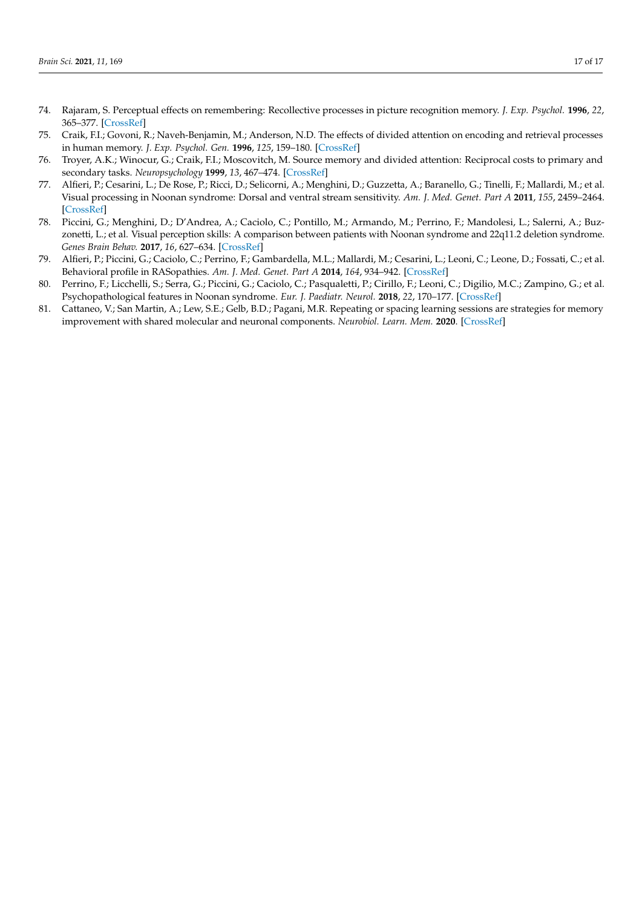74. Rajaram, S. Perceptual effects on remembering: Recollective processes in picture recognition memory. *J. Exp. Psychol.* **1996**, *22*, 365–377. [CrossRef]
75. Craik, F.I.; Govoni, R.; Naveh-Benjamin, M.; Anderson, N.D. The effects of divided attention on encoding and retrieval processes in human memory. *J. Exp. Psychol. Gen.* **1996**, *125*, 159–180. [CrossRef]
76. Troyer, A.K.; Winocur, G.; Craik, F.I.; Moscovitch, M. Source memory and divided attention: Reciprocal costs to primary and secondary tasks. *Neuropsychology* **1999**, *13*, 467–474. [CrossRef]
77. Alfieri, P.; Cesarini, L.; De Rose, P.; Ricci, D.; Selicorni, A.; Menghini, D.; Guzzetta, A.; Baranello, G.; Tinelli, F.; Mallardi, M.; et al. Visual processing in Noonan syndrome: Dorsal and ventral stream sensitivity. *Am. J. Med. Genet. Part A* **2011**, *155*, 2459–2464. [CrossRef]
78. Piccini, G.; Menghini, D.; D'Andrea, A.; Caciolo, C.; Pontillo, M.; Armando, M.; Perrino, F.; Mandolesi, L.; Salerni, A.; Buzzonetti, L.; et al. Visual perception skills: A comparison between patients with Noonan syndrome and 22q11.2 deletion syndrome. *Genes Brain Behav.* **2017**, *16*, 627–634. [CrossRef]
79. Alfieri, P.; Piccini, G.; Caciolo, C.; Perrino, F.; Gambardella, M.L.; Mallardi, M.; Cesarini, L.; Leoni, C.; Leone, D.; Fossati, C.; et al. Behavioral profile in RASopathies. *Am. J. Med. Genet. Part A* **2014**, *164*, 934–942. [CrossRef]
80. Perrino, F.; Licchelli, S.; Serra, G.; Piccini, G.; Caciolo, C.; Pasqualetti, P.; Cirillo, F.; Leoni, C.; Digilio, M.C.; Zampino, G.; et al. Psychopathological features in Noonan syndrome. *Eur. J. Paediatr. Neurol.* **2018**, *22*, 170–177. [CrossRef]
81. Cattaneo, V.; San Martin, A.; Lew, S.E.; Gelb, B.D.; Pagani, M.R. Repeating or spacing learning sessions are strategies for memory improvement with shared molecular and neuronal components. *Neurobiol. Learn. Mem.* **2020**. [CrossRef]